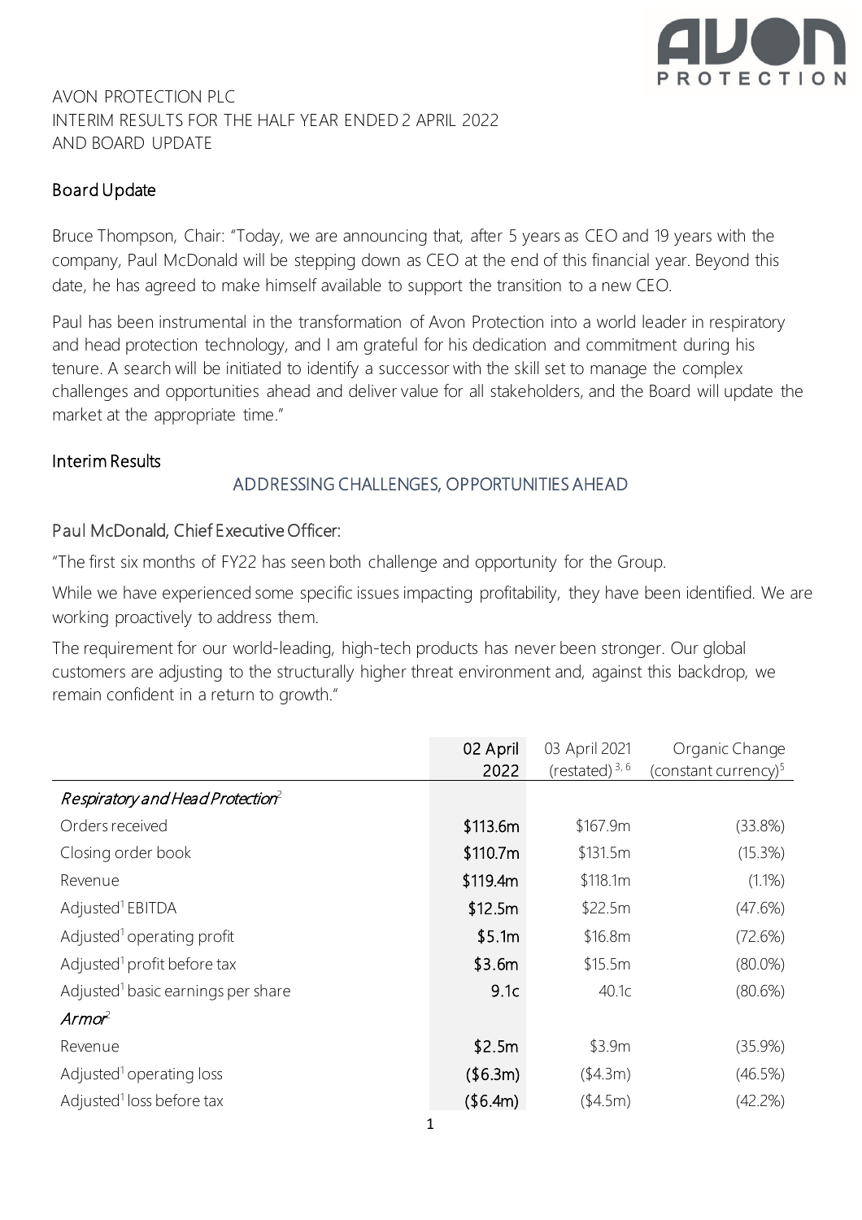AVON PROTECTION PLC
INTERIM RESULTS FOR THE HALF YEAR ENDED 2 APRIL 2022
AND BOARD UPDATE

## Board Update

Bruce Thompson, Chair: "Today, we are announcing that, after 5 years as CEO and 19 years with the company, Paul McDonald will be stepping down as CEO at the end of this financial year. Beyond this date, he has agreed to make himself available to support the transition to a new CEO.

Paul has been instrumental in the transformation of Avon Protection into a world leader in respiratory and head protection technology, and I am grateful for his dedication and commitment during his tenure. A search will be initiated to identify a successor with the skill set to manage the complex challenges and opportunities ahead and deliver value for all stakeholders, and the Board will update the market at the appropriate time."

## Interim Results

### ADDRESSING CHALLENGES, OPPORTUNITIES AHEAD

Paul McDonald, Chief Executive Officer:

"The first six months of FY22 has seen both challenge and opportunity for the Group.

While we have experienced some specific issues impacting profitability, they have been identified. We are working proactively to address them.

The requirement for our world-leading, high-tech products has never been stronger. Our global customers are adjusting to the structurally higher threat environment and, against this backdrop, we remain confident in a return to growth."

| | 02 April 2022 | 03 April 2021 (restated)[3, 6] | Organic Change (constant currency)[5] |
|---|---|---|---|
| *Respiratory and Head Protection*[2] | | | |
| Orders received | $113.6m | $167.9m | (33.8%) |
| Closing order book | $110.7m | $131.5m | (15.3%) |
| Revenue | $119.4m | $118.1m | (1.1%) |
| Adjusted[1] EBITDA | $12.5m | $22.5m | (47.6%) |
| Adjusted[1] operating profit | $5.1m | $16.8m | (72.6%) |
| Adjusted[1] profit before tax | $3.6m | $15.5m | (80.0%) |
| Adjusted[1] basic earnings per share | 9.1c | 40.1c | (80.6%) |
| *Armor*[2] | | | |
| Revenue | $2.5m | $3.9m | (35.9%) |
| Adjusted[1] operating loss | ($6.3m) | ($4.3m) | (46.5%) |
| Adjusted[1] loss before tax | ($6.4m) | ($4.5m) | (42.2%) |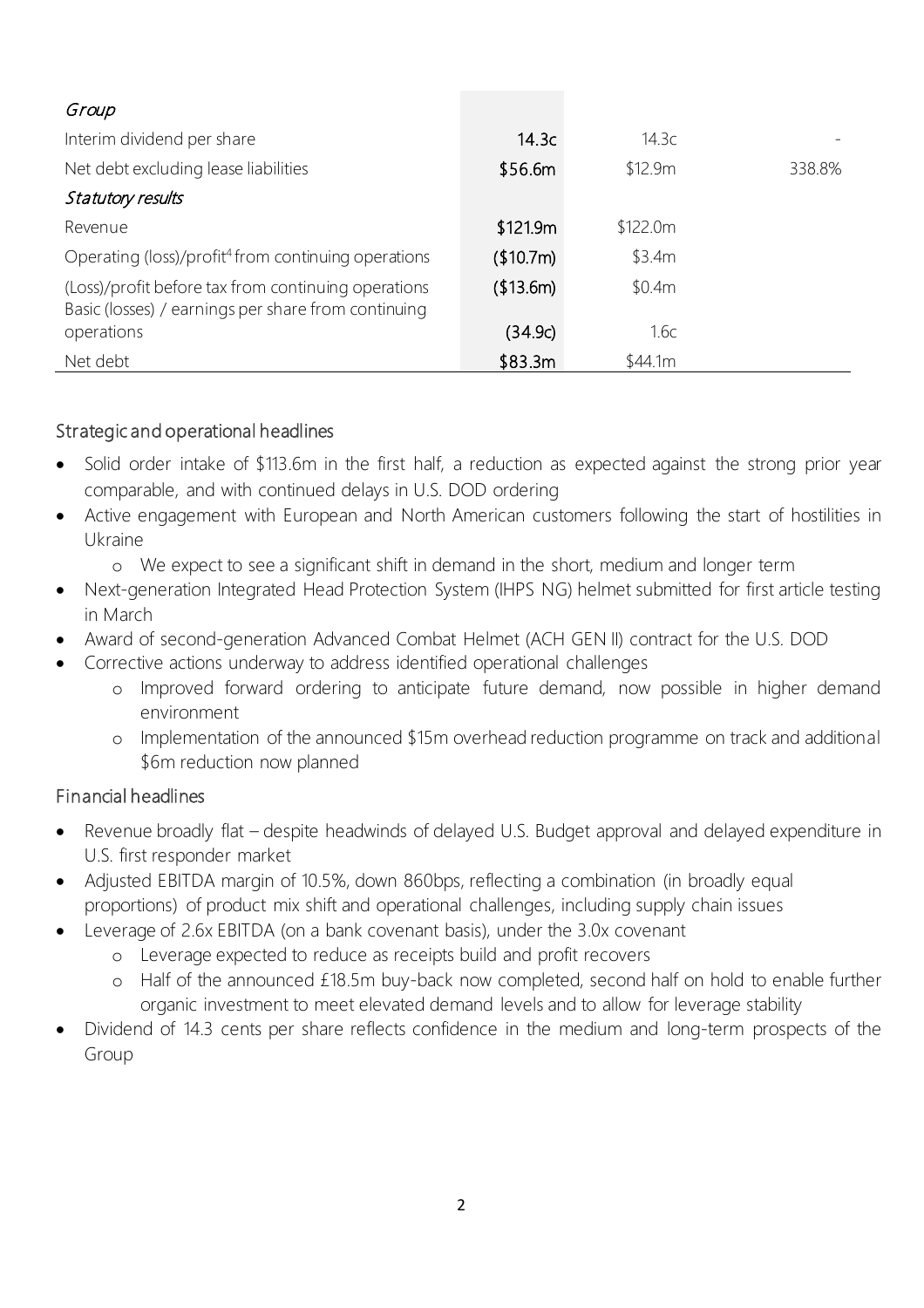| | | | |
|---|---|---|---|
| *Group* | | | |
| Interim dividend per share | **14.3c** | 14.3c | - |
| Net debt excluding lease liabilities | **$56.6m** | $12.9m | 338.8% |
| *Statutory results* | | | |
| Revenue | **$121.9m** | $122.0m | |
| Operating (loss)/profit[4] from continuing operations | **($10.7m)** | $3.4m | |
| (Loss)/profit before tax from continuing operations | **($13.6m)** | $0.4m | |
| Basic (losses) / earnings per share from continuing operations | **(34.9c)** | 1.6c | |
| Net debt | **$83.3m** | $44.1m | |

## Strategic and operational headlines

- Solid order intake of $113.6m in the first half, a reduction as expected against the strong prior year comparable, and with continued delays in U.S. DOD ordering
- Active engagement with European and North American customers following the start of hostilities in Ukraine
  - We expect to see a significant shift in demand in the short, medium and longer term
- Next-generation Integrated Head Protection System (IHPS NG) helmet submitted for first article testing in March
- Award of second-generation Advanced Combat Helmet (ACH GEN II) contract for the U.S. DOD
- Corrective actions underway to address identified operational challenges
  - Improved forward ordering to anticipate future demand, now possible in higher demand environment
  - Implementation of the announced $15m overhead reduction programme on track and additional $6m reduction now planned

## Financial headlines

- Revenue broadly flat – despite headwinds of delayed U.S. Budget approval and delayed expenditure in U.S. first responder market
- Adjusted EBITDA margin of 10.5%, down 860bps, reflecting a combination (in broadly equal proportions) of product mix shift and operational challenges, including supply chain issues
- Leverage of 2.6x EBITDA (on a bank covenant basis), under the 3.0x covenant
  - Leverage expected to reduce as receipts build and profit recovers
  - Half of the announced £18.5m buy-back now completed, second half on hold to enable further organic investment to meet elevated demand levels and to allow for leverage stability
- Dividend of 14.3 cents per share reflects confidence in the medium and long-term prospects of the Group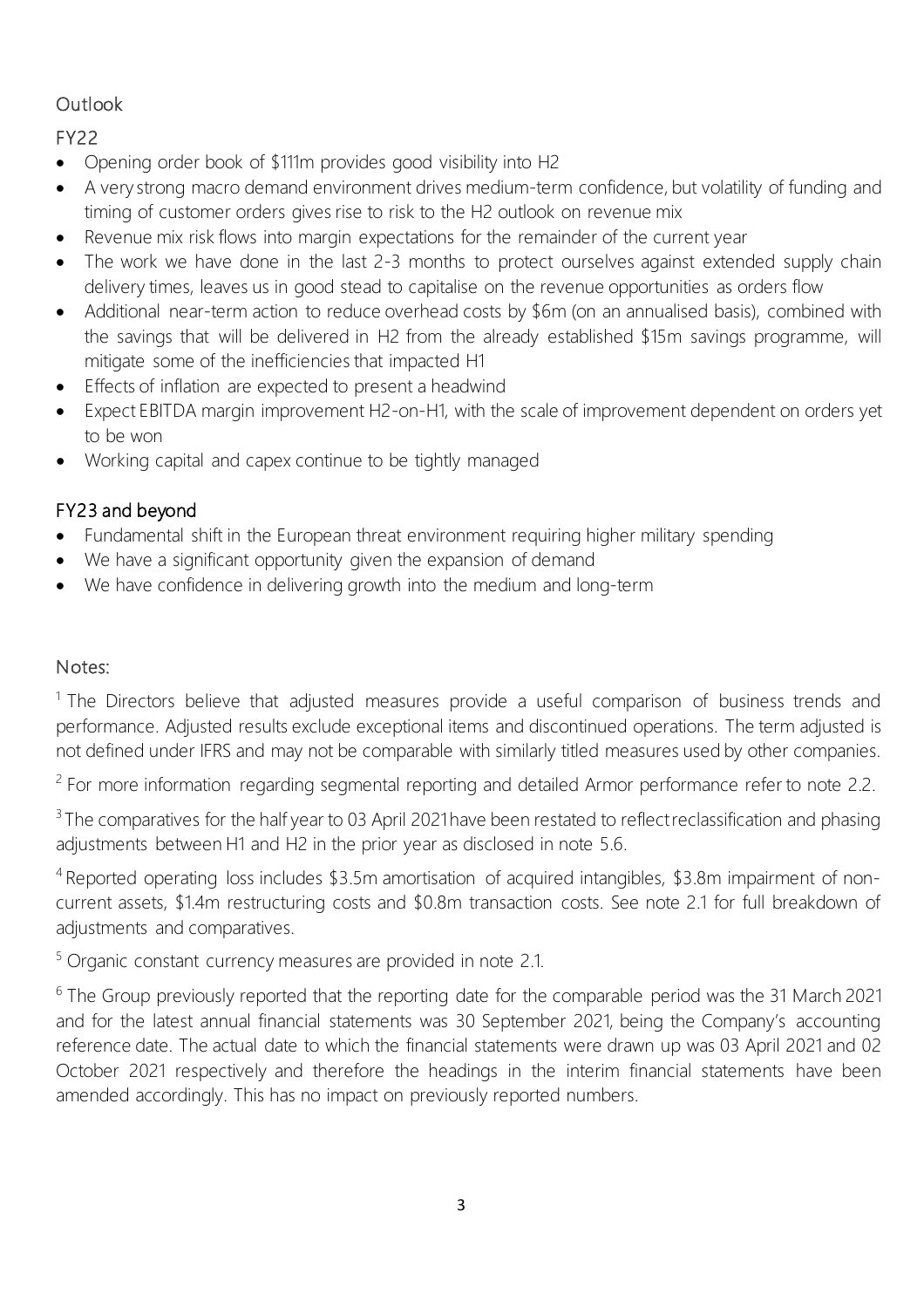## Outlook

### FY22

- Opening order book of $111m provides good visibility into H2
- A very strong macro demand environment drives medium-term confidence, but volatility of funding and timing of customer orders gives rise to risk to the H2 outlook on revenue mix
- Revenue mix risk flows into margin expectations for the remainder of the current year
- The work we have done in the last 2-3 months to protect ourselves against extended supply chain delivery times, leaves us in good stead to capitalise on the revenue opportunities as orders flow
- Additional near-term action to reduce overhead costs by $6m (on an annualised basis), combined with the savings that will be delivered in H2 from the already established $15m savings programme, will mitigate some of the inefficiencies that impacted H1
- Effects of inflation are expected to present a headwind
- Expect EBITDA margin improvement H2-on-H1, with the scale of improvement dependent on orders yet to be won
- Working capital and capex continue to be tightly managed

### FY23 and beyond

- Fundamental shift in the European threat environment requiring higher military spending
- We have a significant opportunity given the expansion of demand
- We have confidence in delivering growth into the medium and long-term

Notes:

[1] The Directors believe that adjusted measures provide a useful comparison of business trends and performance. Adjusted results exclude exceptional items and discontinued operations. The term adjusted is not defined under IFRS and may not be comparable with similarly titled measures used by other companies.

[2] For more information regarding segmental reporting and detailed Armor performance refer to note 2.2.

[3] The comparatives for the half year to 03 April 2021 have been restated to reflect reclassification and phasing adjustments between H1 and H2 in the prior year as disclosed in note 5.6.

[4] Reported operating loss includes $3.5m amortisation of acquired intangibles, $3.8m impairment of non-current assets, $1.4m restructuring costs and $0.8m transaction costs. See note 2.1 for full breakdown of adjustments and comparatives.

[5] Organic constant currency measures are provided in note 2.1.

[6] The Group previously reported that the reporting date for the comparable period was the 31 March 2021 and for the latest annual financial statements was 30 September 2021, being the Company's accounting reference date. The actual date to which the financial statements were drawn up was 03 April 2021 and 02 October 2021 respectively and therefore the headings in the interim financial statements have been amended accordingly. This has no impact on previously reported numbers.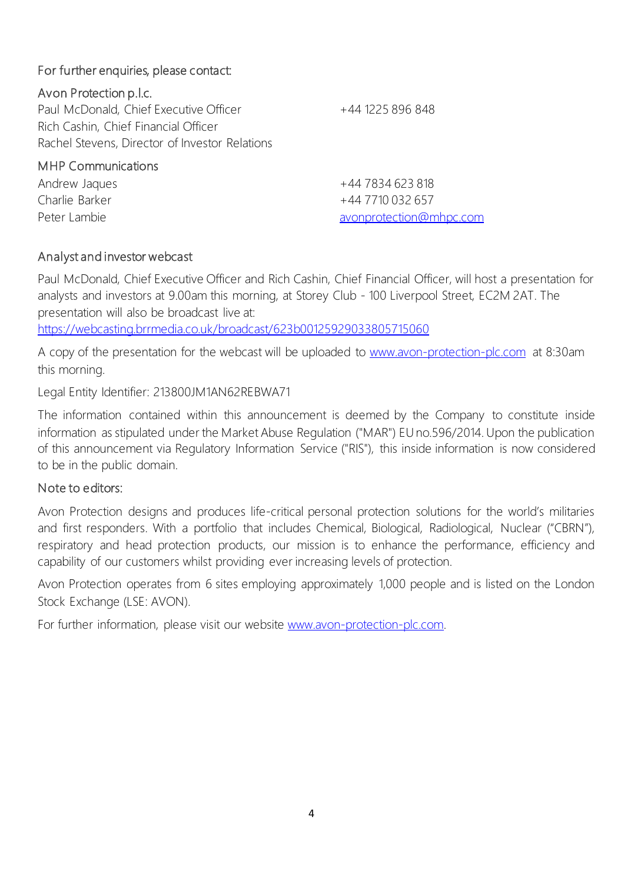For further enquiries, please contact:

**Avon Protection p.l.c.**

| | |
|---|---|
| Paul McDonald, Chief Executive Officer | +44 1225 896 848 |
| Rich Cashin, Chief Financial Officer | |
| Rachel Stevens, Director of Investor Relations | |

**MHP Communications**

| | |
|---|---|
| Andrew Jaques | +44 7834 623 818 |
| Charlie Barker | +44 7710 032 657 |
| Peter Lambie | avonprotection@mhpc.com |

## Analyst and investor webcast

Paul McDonald, Chief Executive Officer and Rich Cashin, Chief Financial Officer, will host a presentation for analysts and investors at 9.00am this morning, at Storey Club - 100 Liverpool Street, EC2M 2AT. The presentation will also be broadcast live at:
https://webcasting.brrmedia.co.uk/broadcast/623b00125929033805715060

A copy of the presentation for the webcast will be uploaded to www.avon-protection-plc.com at 8:30am this morning.

Legal Entity Identifier: 213800JM1AN62REBWA71

The information contained within this announcement is deemed by the Company to constitute inside information as stipulated under the Market Abuse Regulation ("MAR") EU no.596/2014. Upon the publication of this announcement via Regulatory Information Service ("RIS"), this inside information is now considered to be in the public domain.

## Note to editors:

Avon Protection designs and produces life-critical personal protection solutions for the world's militaries and first responders. With a portfolio that includes Chemical, Biological, Radiological, Nuclear ("CBRN"), respiratory and head protection products, our mission is to enhance the performance, efficiency and capability of our customers whilst providing ever increasing levels of protection.

Avon Protection operates from 6 sites employing approximately 1,000 people and is listed on the London Stock Exchange (LSE: AVON).

For further information, please visit our website www.avon-protection-plc.com.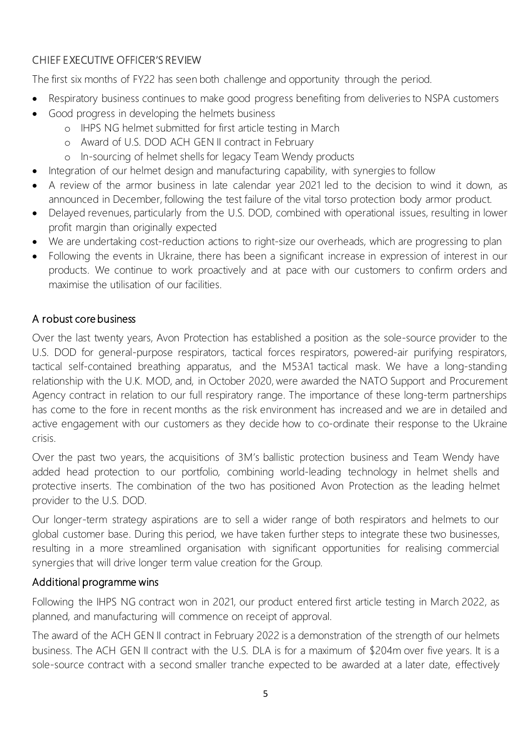## CHIEF EXECUTIVE OFFICER'S REVIEW

The first six months of FY22 has seen both challenge and opportunity through the period.

- Respiratory business continues to make good progress benefiting from deliveries to NSPA customers
- Good progress in developing the helmets business
  - IHPS NG helmet submitted for first article testing in March
  - Award of U.S. DOD ACH GEN II contract in February
  - In-sourcing of helmet shells for legacy Team Wendy products
- Integration of our helmet design and manufacturing capability, with synergies to follow
- A review of the armor business in late calendar year 2021 led to the decision to wind it down, as announced in December, following the test failure of the vital torso protection body armor product.
- Delayed revenues, particularly from the U.S. DOD, combined with operational issues, resulting in lower profit margin than originally expected
- We are undertaking cost-reduction actions to right-size our overheads, which are progressing to plan
- Following the events in Ukraine, there has been a significant increase in expression of interest in our products. We continue to work proactively and at pace with our customers to confirm orders and maximise the utilisation of our facilities.

### A robust core business

Over the last twenty years, Avon Protection has established a position as the sole-source provider to the U.S. DOD for general-purpose respirators, tactical forces respirators, powered-air purifying respirators, tactical self-contained breathing apparatus, and the M53A1 tactical mask. We have a long-standing relationship with the U.K. MOD, and, in October 2020, were awarded the NATO Support and Procurement Agency contract in relation to our full respiratory range. The importance of these long-term partnerships has come to the fore in recent months as the risk environment has increased and we are in detailed and active engagement with our customers as they decide how to co-ordinate their response to the Ukraine crisis.

Over the past two years, the acquisitions of 3M's ballistic protection business and Team Wendy have added head protection to our portfolio, combining world-leading technology in helmet shells and protective inserts. The combination of the two has positioned Avon Protection as the leading helmet provider to the U.S. DOD.

Our longer-term strategy aspirations are to sell a wider range of both respirators and helmets to our global customer base. During this period, we have taken further steps to integrate these two businesses, resulting in a more streamlined organisation with significant opportunities for realising commercial synergies that will drive longer term value creation for the Group.

### Additional programme wins

Following the IHPS NG contract won in 2021, our product entered first article testing in March 2022, as planned, and manufacturing will commence on receipt of approval.

The award of the ACH GEN II contract in February 2022 is a demonstration of the strength of our helmets business. The ACH GEN II contract with the U.S. DLA is for a maximum of \$204m over five years. It is a sole-source contract with a second smaller tranche expected to be awarded at a later date, effectively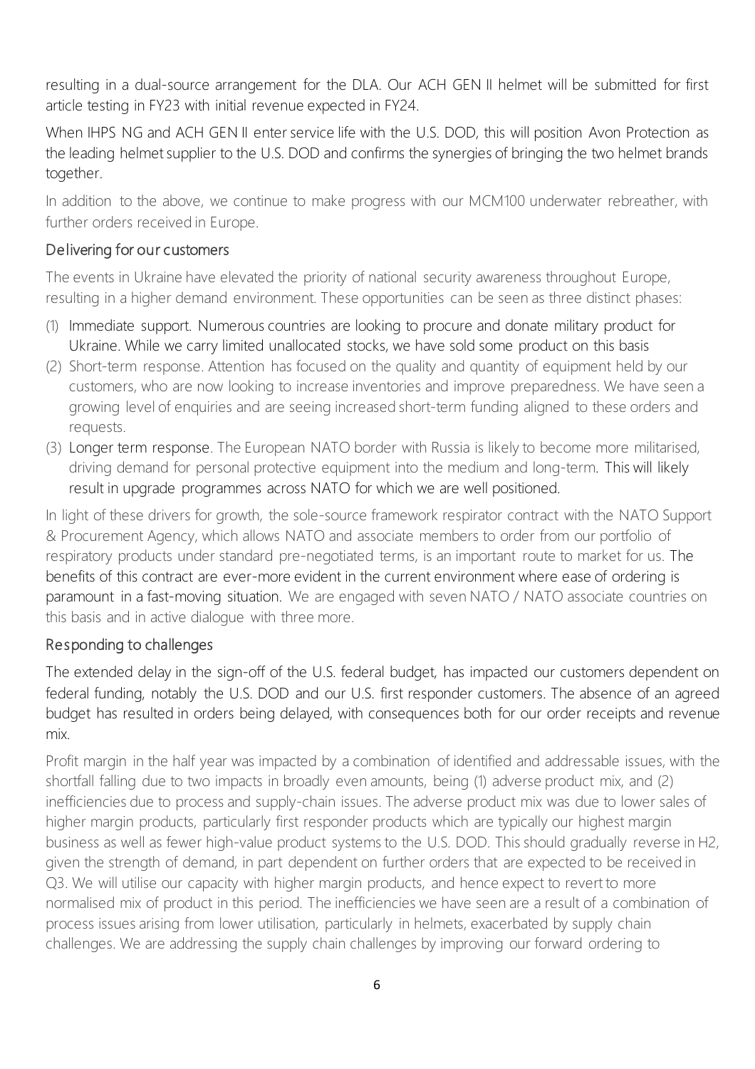resulting in a dual-source arrangement for the DLA. Our ACH GEN II helmet will be submitted for first article testing in FY23 with initial revenue expected in FY24.

When IHPS NG and ACH GEN II enter service life with the U.S. DOD, this will position Avon Protection as the leading helmet supplier to the U.S. DOD and confirms the synergies of bringing the two helmet brands together.

In addition to the above, we continue to make progress with our MCM100 underwater rebreather, with further orders received in Europe.

### Delivering for our customers

The events in Ukraine have elevated the priority of national security awareness throughout Europe, resulting in a higher demand environment. These opportunities can be seen as three distinct phases:

(1) Immediate support. Numerous countries are looking to procure and donate military product for Ukraine. While we carry limited unallocated stocks, we have sold some product on this basis
(2) Short-term response. Attention has focused on the quality and quantity of equipment held by our customers, who are now looking to increase inventories and improve preparedness. We have seen a growing level of enquiries and are seeing increased short-term funding aligned to these orders and requests.
(3) Longer term response. The European NATO border with Russia is likely to become more militarised, driving demand for personal protective equipment into the medium and long-term. This will likely result in upgrade programmes across NATO for which we are well positioned.

In light of these drivers for growth, the sole-source framework respirator contract with the NATO Support & Procurement Agency, which allows NATO and associate members to order from our portfolio of respiratory products under standard pre-negotiated terms, is an important route to market for us. The benefits of this contract are ever-more evident in the current environment where ease of ordering is paramount in a fast-moving situation. We are engaged with seven NATO / NATO associate countries on this basis and in active dialogue with three more.

### Responding to challenges

The extended delay in the sign-off of the U.S. federal budget, has impacted our customers dependent on federal funding, notably the U.S. DOD and our U.S. first responder customers. The absence of an agreed budget has resulted in orders being delayed, with consequences both for our order receipts and revenue mix.

Profit margin in the half year was impacted by a combination of identified and addressable issues, with the shortfall falling due to two impacts in broadly even amounts, being (1) adverse product mix, and (2) inefficiencies due to process and supply-chain issues. The adverse product mix was due to lower sales of higher margin products, particularly first responder products which are typically our highest margin business as well as fewer high-value product systems to the U.S. DOD. This should gradually reverse in H2, given the strength of demand, in part dependent on further orders that are expected to be received in Q3. We will utilise our capacity with higher margin products, and hence expect to revert to more normalised mix of product in this period. The inefficiencies we have seen are a result of a combination of process issues arising from lower utilisation, particularly in helmets, exacerbated by supply chain challenges. We are addressing the supply chain challenges by improving our forward ordering to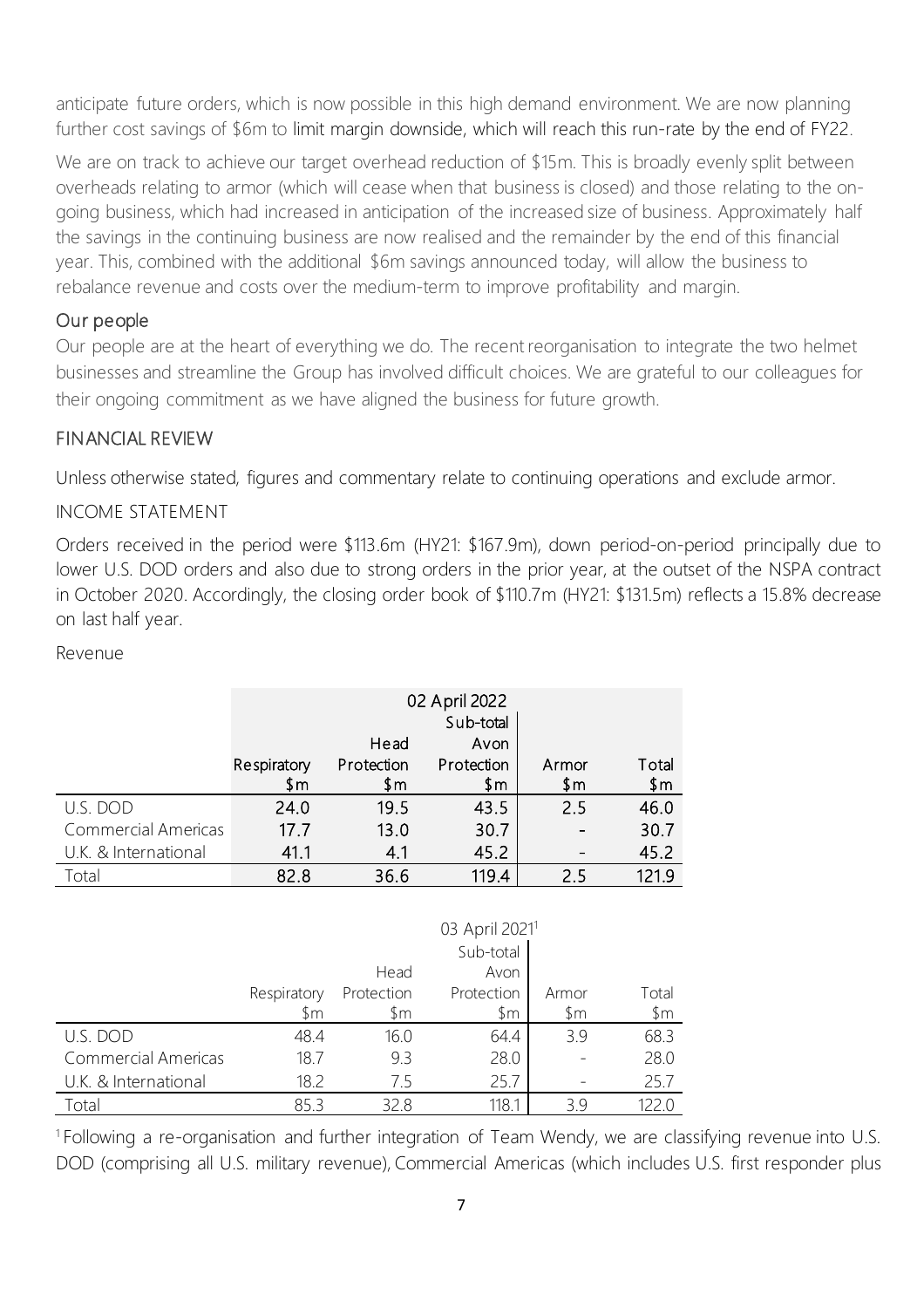anticipate future orders, which is now possible in this high demand environment. We are now planning further cost savings of $6m to limit margin downside, which will reach this run-rate by the end of FY22.

We are on track to achieve our target overhead reduction of $15m. This is broadly evenly split between overheads relating to armor (which will cease when that business is closed) and those relating to the on-going business, which had increased in anticipation of the increased size of business. Approximately half the savings in the continuing business are now realised and the remainder by the end of this financial year. This, combined with the additional $6m savings announced today, will allow the business to rebalance revenue and costs over the medium-term to improve profitability and margin.

## Our people

Our people are at the heart of everything we do. The recent reorganisation to integrate the two helmet businesses and streamline the Group has involved difficult choices. We are grateful to our colleagues for their ongoing commitment as we have aligned the business for future growth.

## FINANCIAL REVIEW

Unless otherwise stated, figures and commentary relate to continuing operations and exclude armor.

### INCOME STATEMENT

Orders received in the period were $113.6m (HY21: $167.9m), down period-on-period principally due to lower U.S. DOD orders and also due to strong orders in the prior year, at the outset of the NSPA contract in October 2020. Accordingly, the closing order book of $110.7m (HY21: $131.5m) reflects a 15.8% decrease on last half year.

Revenue

| | 02 April 2022 | | | | |
|---|---|---|---|---|---|
| | Respiratory $m | Head Protection $m | Sub-total Avon Protection $m | Armor $m | Total $m |
| U.S. DOD | 24.0 | 19.5 | 43.5 | 2.5 | 46.0 |
| Commercial Americas | 17.7 | 13.0 | 30.7 | - | 30.7 |
| U.K. & International | 41.1 | 4.1 | 45.2 | - | 45.2 |
| Total | 82.8 | 36.6 | 119.4 | 2.5 | 121.9 |

| | 03 April 2021[1] | | | | |
|---|---|---|---|---|---|
| | Respiratory $m | Head Protection $m | Sub-total Avon Protection $m | Armor $m | Total $m |
| U.S. DOD | 48.4 | 16.0 | 64.4 | 3.9 | 68.3 |
| Commercial Americas | 18.7 | 9.3 | 28.0 | - | 28.0 |
| U.K. & International | 18.2 | 7.5 | 25.7 | - | 25.7 |
| Total | 85.3 | 32.8 | 118.1 | 3.9 | 122.0 |

[1] Following a re-organisation and further integration of Team Wendy, we are classifying revenue into U.S. DOD (comprising all U.S. military revenue), Commercial Americas (which includes U.S. first responder plus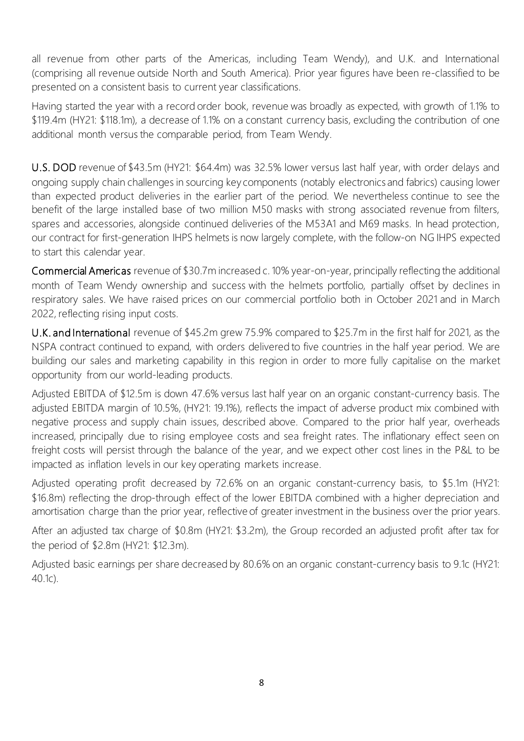all revenue from other parts of the Americas, including Team Wendy), and U.K. and International (comprising all revenue outside North and South America). Prior year figures have been re-classified to be presented on a consistent basis to current year classifications.

Having started the year with a record order book, revenue was broadly as expected, with growth of 1.1% to $119.4m (HY21: $118.1m), a decrease of 1.1% on a constant currency basis, excluding the contribution of one additional month versus the comparable period, from Team Wendy.

**U.S. DOD** revenue of $43.5m (HY21: $64.4m) was 32.5% lower versus last half year, with order delays and ongoing supply chain challenges in sourcing key components (notably electronics and fabrics) causing lower than expected product deliveries in the earlier part of the period. We nevertheless continue to see the benefit of the large installed base of two million M50 masks with strong associated revenue from filters, spares and accessories, alongside continued deliveries of the M53A1 and M69 masks. In head protection, our contract for first-generation IHPS helmets is now largely complete, with the follow-on NG IHPS expected to start this calendar year.

**Commercial Americas** revenue of $30.7m increased c. 10% year-on-year, principally reflecting the additional month of Team Wendy ownership and success with the helmets portfolio, partially offset by declines in respiratory sales. We have raised prices on our commercial portfolio both in October 2021 and in March 2022, reflecting rising input costs.

**U.K. and International** revenue of $45.2m grew 75.9% compared to $25.7m in the first half for 2021, as the NSPA contract continued to expand, with orders delivered to five countries in the half year period. We are building our sales and marketing capability in this region in order to more fully capitalise on the market opportunity from our world-leading products.

Adjusted EBITDA of $12.5m is down 47.6% versus last half year on an organic constant-currency basis. The adjusted EBITDA margin of 10.5%, (HY21: 19.1%), reflects the impact of adverse product mix combined with negative process and supply chain issues, described above. Compared to the prior half year, overheads increased, principally due to rising employee costs and sea freight rates. The inflationary effect seen on freight costs will persist through the balance of the year, and we expect other cost lines in the P&L to be impacted as inflation levels in our key operating markets increase.

Adjusted operating profit decreased by 72.6% on an organic constant-currency basis, to $5.1m (HY21: $16.8m) reflecting the drop-through effect of the lower EBITDA combined with a higher depreciation and amortisation charge than the prior year, reflective of greater investment in the business over the prior years.

After an adjusted tax charge of $0.8m (HY21: $3.2m), the Group recorded an adjusted profit after tax for the period of $2.8m (HY21: $12.3m).

Adjusted basic earnings per share decreased by 80.6% on an organic constant-currency basis to 9.1c (HY21: 40.1c).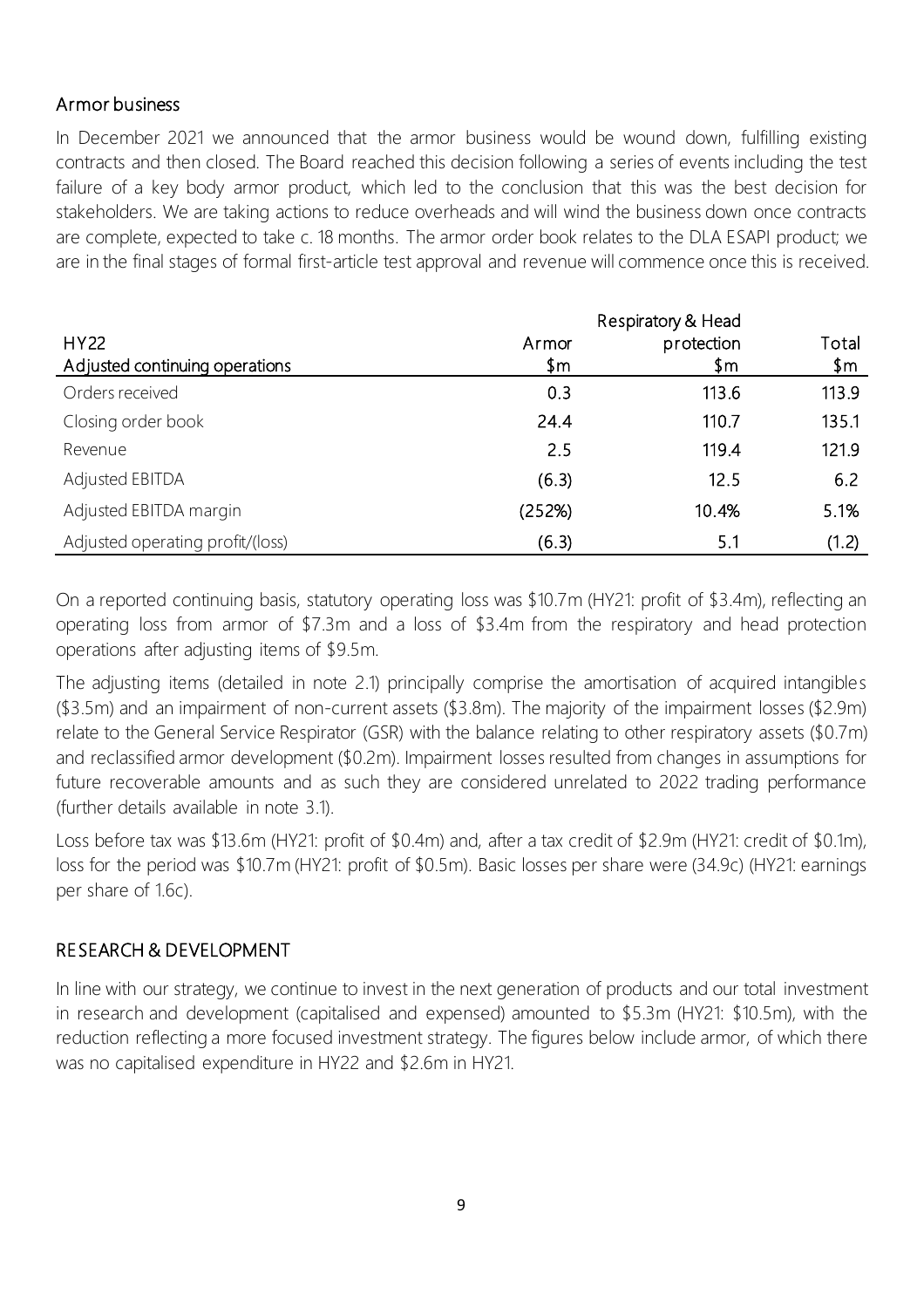## Armor business

In December 2021 we announced that the armor business would be wound down, fulfilling existing contracts and then closed. The Board reached this decision following a series of events including the test failure of a key body armor product, which led to the conclusion that this was the best decision for stakeholders. We are taking actions to reduce overheads and will wind the business down once contracts are complete, expected to take c. 18 months. The armor order book relates to the DLA ESAPI product; we are in the final stages of formal first-article test approval and revenue will commence once this is received.

| HY22<br>Adjusted continuing operations | Armor<br>$m | Respiratory & Head protection<br>$m | Total<br>$m |
|---|---|---|---|
| Orders received | 0.3 | 113.6 | 113.9 |
| Closing order book | 24.4 | 110.7 | 135.1 |
| Revenue | 2.5 | 119.4 | 121.9 |
| Adjusted EBITDA | (6.3) | 12.5 | 6.2 |
| Adjusted EBITDA margin | (252%) | 10.4% | 5.1% |
| Adjusted operating profit/(loss) | (6.3) | 5.1 | (1.2) |

On a reported continuing basis, statutory operating loss was $10.7m (HY21: profit of $3.4m), reflecting an operating loss from armor of $7.3m and a loss of $3.4m from the respiratory and head protection operations after adjusting items of $9.5m.

The adjusting items (detailed in note 2.1) principally comprise the amortisation of acquired intangibles ($3.5m) and an impairment of non-current assets ($3.8m). The majority of the impairment losses ($2.9m) relate to the General Service Respirator (GSR) with the balance relating to other respiratory assets ($0.7m) and reclassified armor development ($0.2m). Impairment losses resulted from changes in assumptions for future recoverable amounts and as such they are considered unrelated to 2022 trading performance (further details available in note 3.1).

Loss before tax was $13.6m (HY21: profit of $0.4m) and, after a tax credit of $2.9m (HY21: credit of $0.1m), loss for the period was $10.7m (HY21: profit of $0.5m). Basic losses per share were (34.9c) (HY21: earnings per share of 1.6c).

## RESEARCH & DEVELOPMENT

In line with our strategy, we continue to invest in the next generation of products and our total investment in research and development (capitalised and expensed) amounted to $5.3m (HY21: $10.5m), with the reduction reflecting a more focused investment strategy. The figures below include armor, of which there was no capitalised expenditure in HY22 and $2.6m in HY21.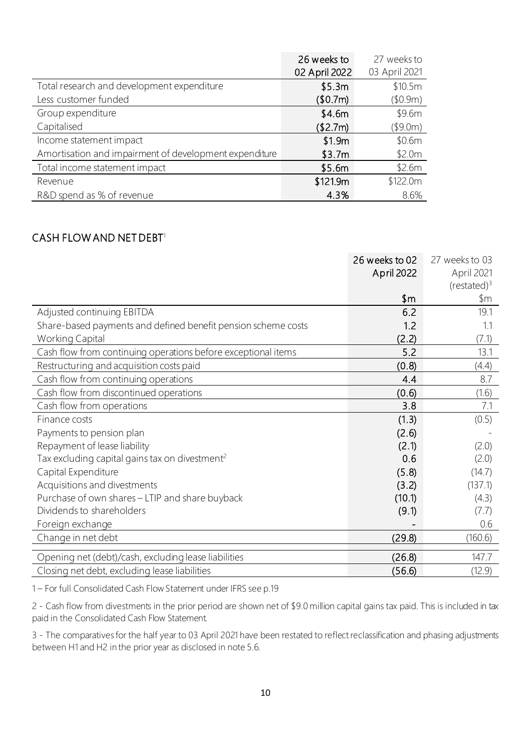| | 26 weeks to 02 April 2022 | 27 weeks to 03 April 2021 |
|---|---|---|
| Total research and development expenditure | \$5.3m | \$10.5m |
| Less customer funded | (\$0.7m) | (\$0.9m) |
| Group expenditure | \$4.6m | \$9.6m |
| Capitalised | (\$2.7m) | (\$9.0m) |
| Income statement impact | \$1.9m | \$0.6m |
| Amortisation and impairment of development expenditure | \$3.7m | \$2.0m |
| Total income statement impact | \$5.6m | \$2.6m |
| Revenue | \$121.9m | \$122.0m |
| R&D spend as % of revenue | 4.3% | 8.6% |

## CASH FLOW AND NET DEBT[1]

| | 26 weeks to 02 April 2022 | 27 weeks to 03 April 2021 (restated)[3] |
|---|---|---|
| | \$m | \$m |
| Adjusted continuing EBITDA | 6.2 | 19.1 |
| Share-based payments and defined benefit pension scheme costs | 1.2 | 1.1 |
| Working Capital | (2.2) | (7.1) |
| Cash flow from continuing operations before exceptional items | 5.2 | 13.1 |
| Restructuring and acquisition costs paid | (0.8) | (4.4) |
| Cash flow from continuing operations | 4.4 | 8.7 |
| Cash flow from discontinued operations | (0.6) | (1.6) |
| Cash flow from operations | 3.8 | 7.1 |
| Finance costs | (1.3) | (0.5) |
| Payments to pension plan | (2.6) | - |
| Repayment of lease liability | (2.1) | (2.0) |
| Tax excluding capital gains tax on divestment[2] | 0.6 | (2.0) |
| Capital Expenditure | (5.8) | (14.7) |
| Acquisitions and divestments | (3.2) | (137.1) |
| Purchase of own shares – LTIP and share buyback | (10.1) | (4.3) |
| Dividends to shareholders | (9.1) | (7.7) |
| Foreign exchange | - | 0.6 |
| Change in net debt | (29.8) | (160.6) |
| Opening net (debt)/cash, excluding lease liabilities | (26.8) | 147.7 |
| Closing net debt, excluding lease liabilities | (56.6) | (12.9) |

1 – For full Consolidated Cash Flow Statement under IFRS see p.19

2 - Cash flow from divestments in the prior period are shown net of \$9.0 million capital gains tax paid. This is included in tax paid in the Consolidated Cash Flow Statement.

3 - The comparatives for the half year to 03 April 2021 have been restated to reflect reclassification and phasing adjustments between H1 and H2 in the prior year as disclosed in note 5.6.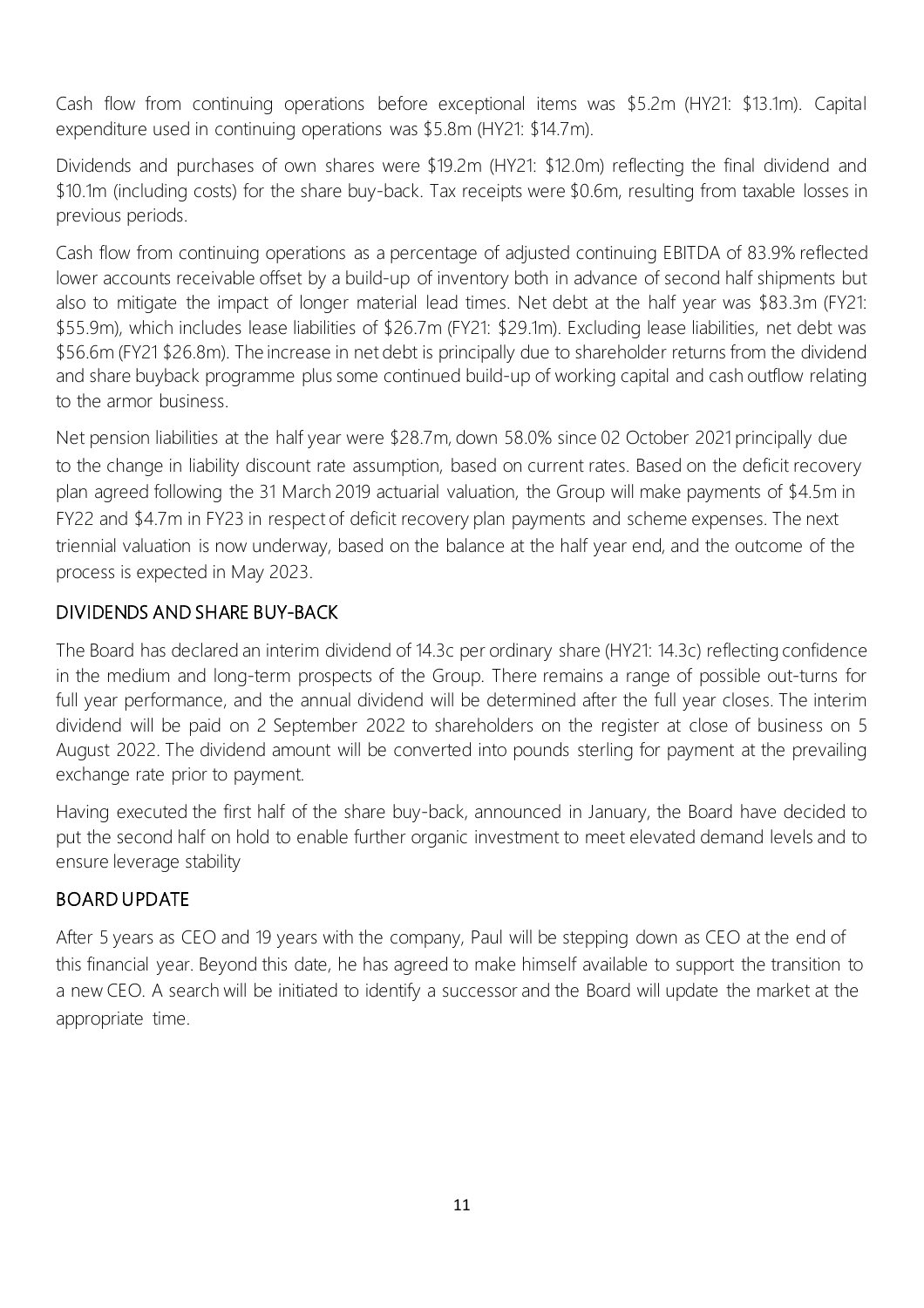Cash flow from continuing operations before exceptional items was $5.2m (HY21: $13.1m). Capital expenditure used in continuing operations was $5.8m (HY21: $14.7m).

Dividends and purchases of own shares were $19.2m (HY21: $12.0m) reflecting the final dividend and $10.1m (including costs) for the share buy-back. Tax receipts were $0.6m, resulting from taxable losses in previous periods.

Cash flow from continuing operations as a percentage of adjusted continuing EBITDA of 83.9% reflected lower accounts receivable offset by a build-up of inventory both in advance of second half shipments but also to mitigate the impact of longer material lead times. Net debt at the half year was $83.3m (FY21: $55.9m), which includes lease liabilities of $26.7m (FY21: $29.1m). Excluding lease liabilities, net debt was $56.6m (FY21 $26.8m). The increase in net debt is principally due to shareholder returns from the dividend and share buyback programme plus some continued build-up of working capital and cash outflow relating to the armor business.

Net pension liabilities at the half year were $28.7m, down 58.0% since 02 October 2021 principally due to the change in liability discount rate assumption, based on current rates. Based on the deficit recovery plan agreed following the 31 March 2019 actuarial valuation, the Group will make payments of $4.5m in FY22 and $4.7m in FY23 in respect of deficit recovery plan payments and scheme expenses. The next triennial valuation is now underway, based on the balance at the half year end, and the outcome of the process is expected in May 2023.

## DIVIDENDS AND SHARE BUY-BACK

The Board has declared an interim dividend of 14.3c per ordinary share (HY21: 14.3c) reflecting confidence in the medium and long-term prospects of the Group. There remains a range of possible out-turns for full year performance, and the annual dividend will be determined after the full year closes. The interim dividend will be paid on 2 September 2022 to shareholders on the register at close of business on 5 August 2022. The dividend amount will be converted into pounds sterling for payment at the prevailing exchange rate prior to payment.

Having executed the first half of the share buy-back, announced in January, the Board have decided to put the second half on hold to enable further organic investment to meet elevated demand levels and to ensure leverage stability

## BOARD UPDATE

After 5 years as CEO and 19 years with the company, Paul will be stepping down as CEO at the end of this financial year. Beyond this date, he has agreed to make himself available to support the transition to a new CEO. A search will be initiated to identify a successor and the Board will update the market at the appropriate time.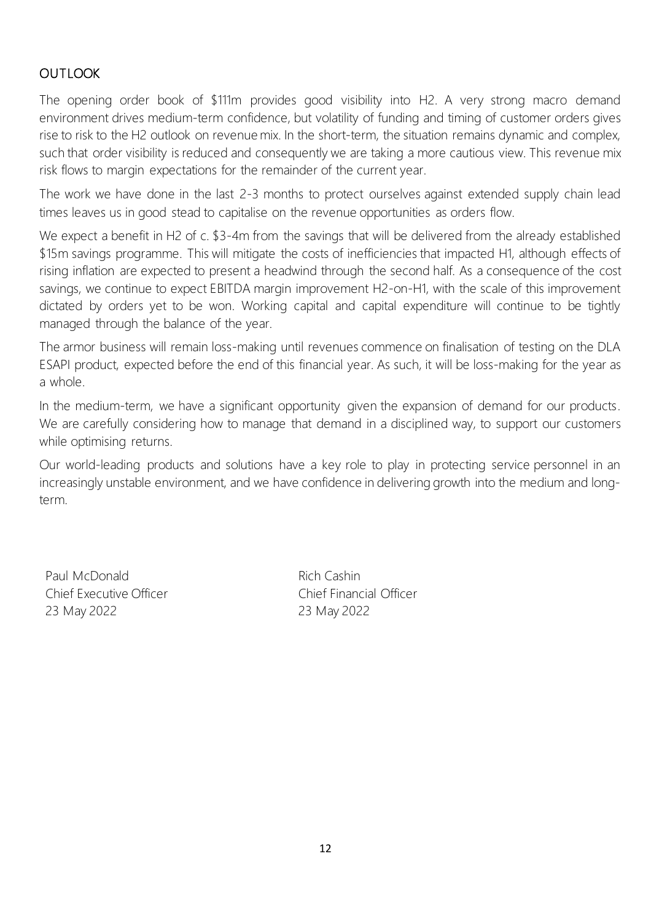## OUTLOOK

The opening order book of $111m provides good visibility into H2. A very strong macro demand environment drives medium-term confidence, but volatility of funding and timing of customer orders gives rise to risk to the H2 outlook on revenue mix. In the short-term, the situation remains dynamic and complex, such that order visibility is reduced and consequently we are taking a more cautious view. This revenue mix risk flows to margin expectations for the remainder of the current year.

The work we have done in the last 2-3 months to protect ourselves against extended supply chain lead times leaves us in good stead to capitalise on the revenue opportunities as orders flow.

We expect a benefit in H2 of c. $3-4m from the savings that will be delivered from the already established $15m savings programme. This will mitigate the costs of inefficiencies that impacted H1, although effects of rising inflation are expected to present a headwind through the second half. As a consequence of the cost savings, we continue to expect EBITDA margin improvement H2-on-H1, with the scale of this improvement dictated by orders yet to be won. Working capital and capital expenditure will continue to be tightly managed through the balance of the year.

The armor business will remain loss-making until revenues commence on finalisation of testing on the DLA ESAPI product, expected before the end of this financial year. As such, it will be loss-making for the year as a whole.

In the medium-term, we have a significant opportunity given the expansion of demand for our products. We are carefully considering how to manage that demand in a disciplined way, to support our customers while optimising returns.

Our world-leading products and solutions have a key role to play in protecting service personnel in an increasingly unstable environment, and we have confidence in delivering growth into the medium and long-term.

Paul McDonald
Chief Executive Officer
23 May 2022

Rich Cashin
Chief Financial Officer
23 May 2022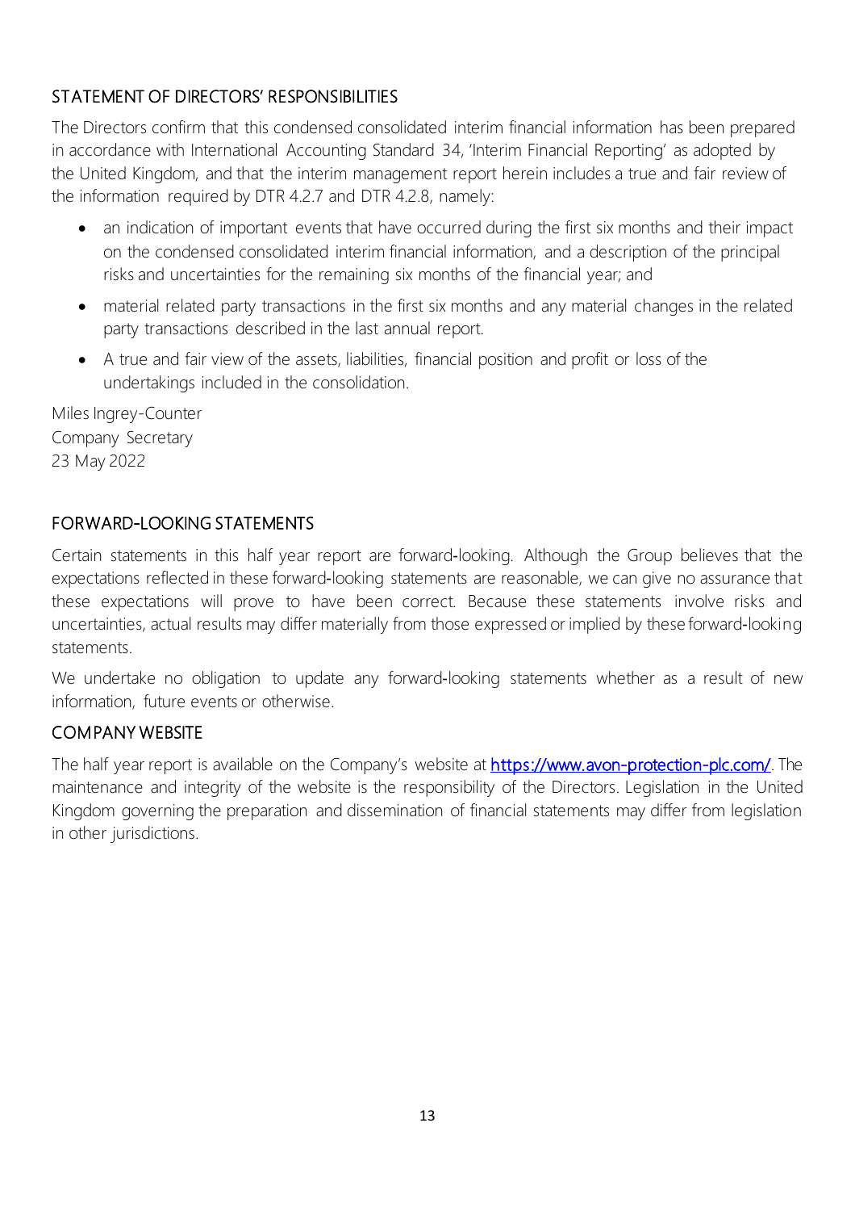## STATEMENT OF DIRECTORS' RESPONSIBILITIES

The Directors confirm that this condensed consolidated interim financial information has been prepared in accordance with International Accounting Standard 34, 'Interim Financial Reporting' as adopted by the United Kingdom, and that the interim management report herein includes a true and fair review of the information required by DTR 4.2.7 and DTR 4.2.8, namely:

- an indication of important events that have occurred during the first six months and their impact on the condensed consolidated interim financial information, and a description of the principal risks and uncertainties for the remaining six months of the financial year; and
- material related party transactions in the first six months and any material changes in the related party transactions described in the last annual report.
- A true and fair view of the assets, liabilities, financial position and profit or loss of the undertakings included in the consolidation.

Miles Ingrey-Counter
Company Secretary
23 May 2022

## FORWARD-LOOKING STATEMENTS

Certain statements in this half year report are forward-looking. Although the Group believes that the expectations reflected in these forward-looking statements are reasonable, we can give no assurance that these expectations will prove to have been correct. Because these statements involve risks and uncertainties, actual results may differ materially from those expressed or implied by these forward-looking statements.

We undertake no obligation to update any forward-looking statements whether as a result of new information, future events or otherwise.

## COMPANY WEBSITE

The half year report is available on the Company's website at [https://www.avon-protection-plc.com/](https://www.avon-protection-plc.com/). The maintenance and integrity of the website is the responsibility of the Directors. Legislation in the United Kingdom governing the preparation and dissemination of financial statements may differ from legislation in other jurisdictions.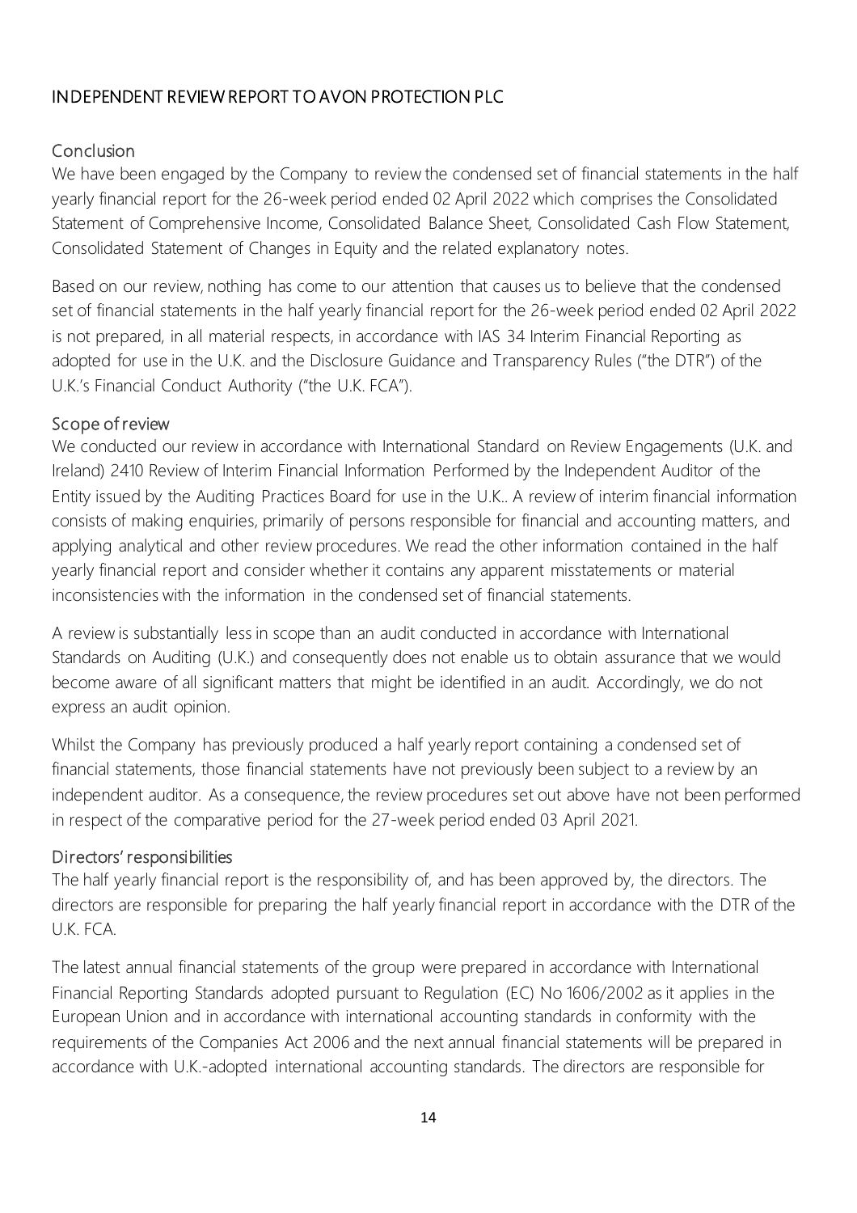# INDEPENDENT REVIEW REPORT TO AVON PROTECTION PLC

## Conclusion

We have been engaged by the Company to review the condensed set of financial statements in the half yearly financial report for the 26-week period ended 02 April 2022 which comprises the Consolidated Statement of Comprehensive Income, Consolidated Balance Sheet, Consolidated Cash Flow Statement, Consolidated Statement of Changes in Equity and the related explanatory notes.

Based on our review, nothing has come to our attention that causes us to believe that the condensed set of financial statements in the half yearly financial report for the 26-week period ended 02 April 2022 is not prepared, in all material respects, in accordance with IAS 34 Interim Financial Reporting as adopted for use in the U.K. and the Disclosure Guidance and Transparency Rules ("the DTR") of the U.K.'s Financial Conduct Authority ("the U.K. FCA").

## Scope of review

We conducted our review in accordance with International Standard on Review Engagements (U.K. and Ireland) 2410 Review of Interim Financial Information Performed by the Independent Auditor of the Entity issued by the Auditing Practices Board for use in the U.K.. A review of interim financial information consists of making enquiries, primarily of persons responsible for financial and accounting matters, and applying analytical and other review procedures. We read the other information contained in the half yearly financial report and consider whether it contains any apparent misstatements or material inconsistencies with the information in the condensed set of financial statements.

A review is substantially less in scope than an audit conducted in accordance with International Standards on Auditing (U.K.) and consequently does not enable us to obtain assurance that we would become aware of all significant matters that might be identified in an audit. Accordingly, we do not express an audit opinion.

Whilst the Company has previously produced a half yearly report containing a condensed set of financial statements, those financial statements have not previously been subject to a review by an independent auditor. As a consequence, the review procedures set out above have not been performed in respect of the comparative period for the 27-week period ended 03 April 2021.

## Directors' responsibilities

The half yearly financial report is the responsibility of, and has been approved by, the directors. The directors are responsible for preparing the half yearly financial report in accordance with the DTR of the U.K. FCA.

The latest annual financial statements of the group were prepared in accordance with International Financial Reporting Standards adopted pursuant to Regulation (EC) No 1606/2002 as it applies in the European Union and in accordance with international accounting standards in conformity with the requirements of the Companies Act 2006 and the next annual financial statements will be prepared in accordance with U.K.-adopted international accounting standards. The directors are responsible for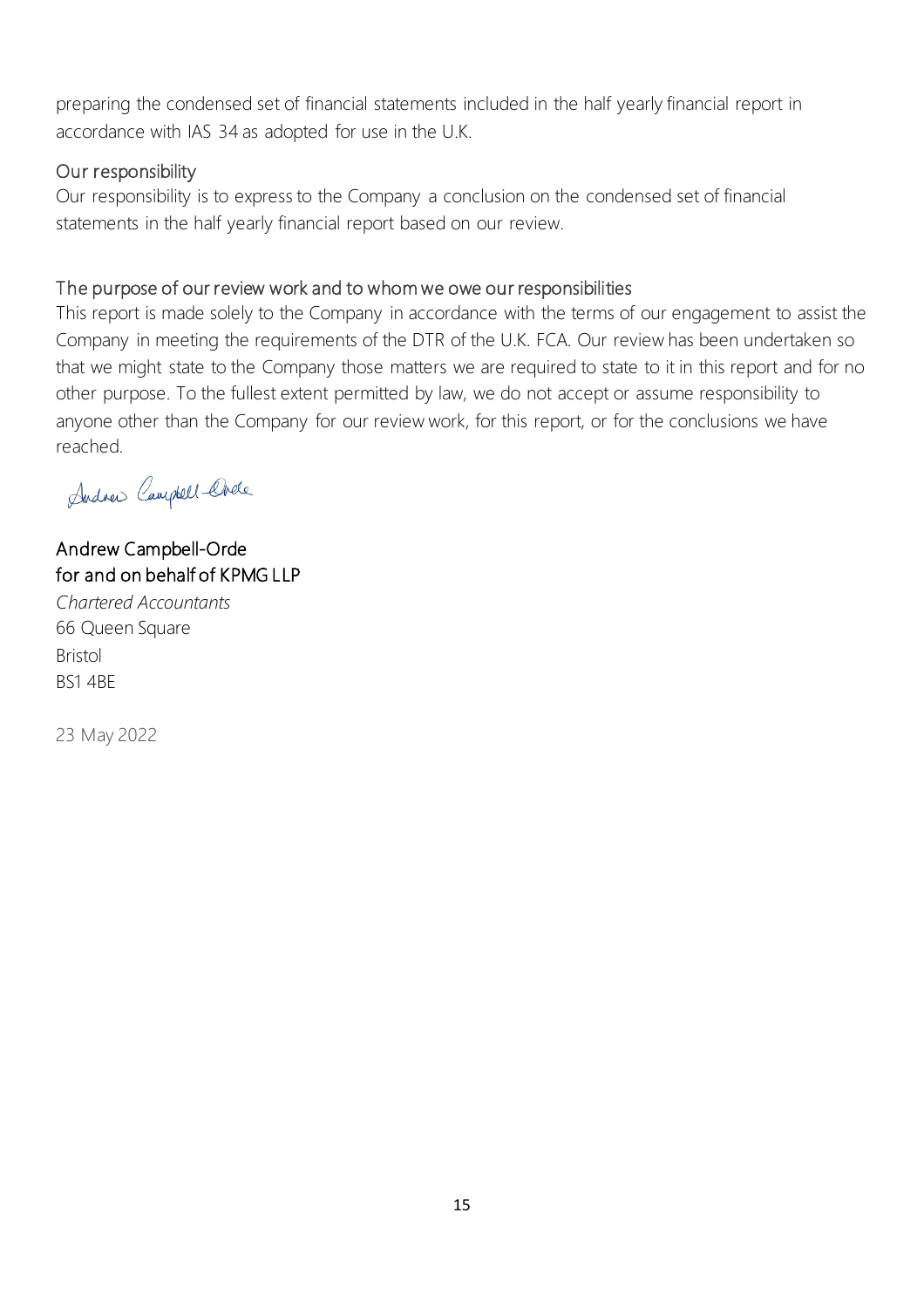preparing the condensed set of financial statements included in the half yearly financial report in accordance with IAS 34 as adopted for use in the U.K.

### Our responsibility

Our responsibility is to express to the Company a conclusion on the condensed set of financial statements in the half yearly financial report based on our review.

### The purpose of our review work and to whom we owe our responsibilities

This report is made solely to the Company in accordance with the terms of our engagement to assist the Company in meeting the requirements of the DTR of the U.K. FCA. Our review has been undertaken so that we might state to the Company those matters we are required to state to it in this report and for no other purpose. To the fullest extent permitted by law, we do not accept or assume responsibility to anyone other than the Company for our review work, for this report, or for the conclusions we have reached.

Andrew Campbell-Orde

Andrew Campbell-Orde
for and on behalf of KPMG LLP
*Chartered Accountants*
66 Queen Square
Bristol
BS1 4BE

23 May 2022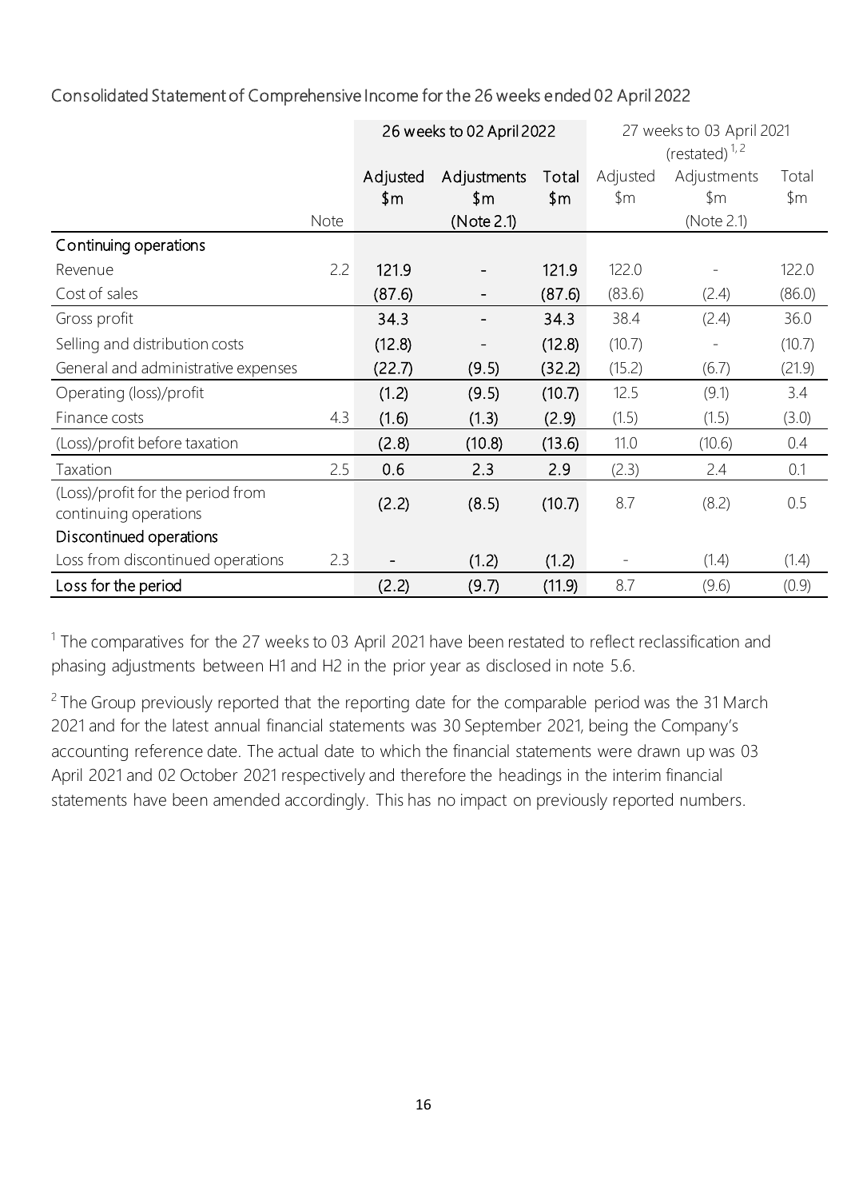## Consolidated Statement of Comprehensive Income for the 26 weeks ended 02 April 2022

| | | 26 weeks to 02 April 2022 | | | 27 weeks to 03 April 2021 (restated) [1,2] | | |
|---|---|---|---|---|---|---|---|
| | | Adjusted | Adjustments | Total | Adjusted | Adjustments | Total |
| | | $m | $m | $m | $m | $m | $m |
| | Note | | (Note 2.1) | | | (Note 2.1) | |
| **Continuing operations** | | | | | | | |
| Revenue | 2.2 | 121.9 | - | 121.9 | 122.0 | - | 122.0 |
| Cost of sales | | (87.6) | - | (87.6) | (83.6) | (2.4) | (86.0) |
| Gross profit | | 34.3 | - | 34.3 | 38.4 | (2.4) | 36.0 |
| Selling and distribution costs | | (12.8) | - | (12.8) | (10.7) | - | (10.7) |
| General and administrative expenses | | (22.7) | (9.5) | (32.2) | (15.2) | (6.7) | (21.9) |
| Operating (loss)/profit | | (1.2) | (9.5) | (10.7) | 12.5 | (9.1) | 3.4 |
| Finance costs | 4.3 | (1.6) | (1.3) | (2.9) | (1.5) | (1.5) | (3.0) |
| (Loss)/profit before taxation | | (2.8) | (10.8) | (13.6) | 11.0 | (10.6) | 0.4 |
| Taxation | 2.5 | 0.6 | 2.3 | 2.9 | (2.3) | 2.4 | 0.1 |
| (Loss)/profit for the period from continuing operations | | (2.2) | (8.5) | (10.7) | 8.7 | (8.2) | 0.5 |
| **Discontinued operations** | | | | | | | |
| Loss from discontinued operations | 2.3 | - | (1.2) | (1.2) | - | (1.4) | (1.4) |
| **Loss for the period** | | (2.2) | (9.7) | (11.9) | 8.7 | (9.6) | (0.9) |

[1] The comparatives for the 27 weeks to 03 April 2021 have been restated to reflect reclassification and phasing adjustments between H1 and H2 in the prior year as disclosed in note 5.6.

[2] The Group previously reported that the reporting date for the comparable period was the 31 March 2021 and for the latest annual financial statements was 30 September 2021, being the Company's accounting reference date. The actual date to which the financial statements were drawn up was 03 April 2021 and 02 October 2021 respectively and therefore the headings in the interim financial statements have been amended accordingly. This has no impact on previously reported numbers.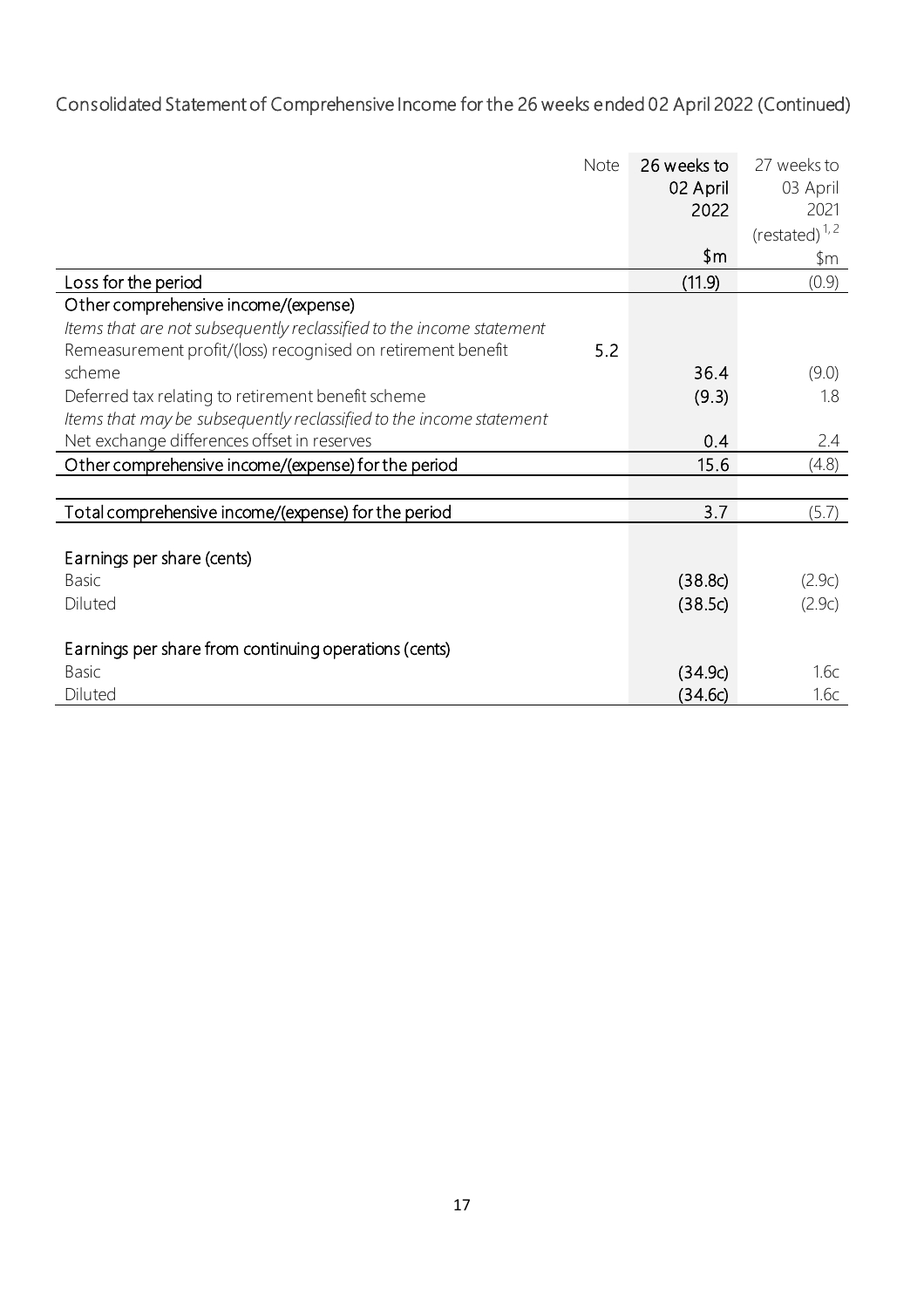Consolidated Statement of Comprehensive Income for the 26 weeks ended 02 April 2022 (Continued)

| | Note | 26 weeks to 02 April 2022 | 27 weeks to 03 April 2021 (restated) [1, 2] |
|---|---|---|---|
| | | $m | $m |
| Loss for the period | | (11.9) | (0.9) |
| Other comprehensive income/(expense) | | | |
| *Items that are not subsequently reclassified to the income statement* | | | |
| Remeasurement profit/(loss) recognised on retirement benefit scheme | 5.2 | 36.4 | (9.0) |
| Deferred tax relating to retirement benefit scheme | | (9.3) | 1.8 |
| *Items that may be subsequently reclassified to the income statement* | | | |
| Net exchange differences offset in reserves | | 0.4 | 2.4 |
| Other comprehensive income/(expense) for the period | | 15.6 | (4.8) |
| | | | |
| Total comprehensive income/(expense) for the period | | 3.7 | (5.7) |
| | | | |
| Earnings per share (cents) | | | |
| Basic | | (38.8c) | (2.9c) |
| Diluted | | (38.5c) | (2.9c) |
| | | | |
| Earnings per share from continuing operations (cents) | | | |
| Basic | | (34.9c) | 1.6c |
| Diluted | | (34.6c) | 1.6c |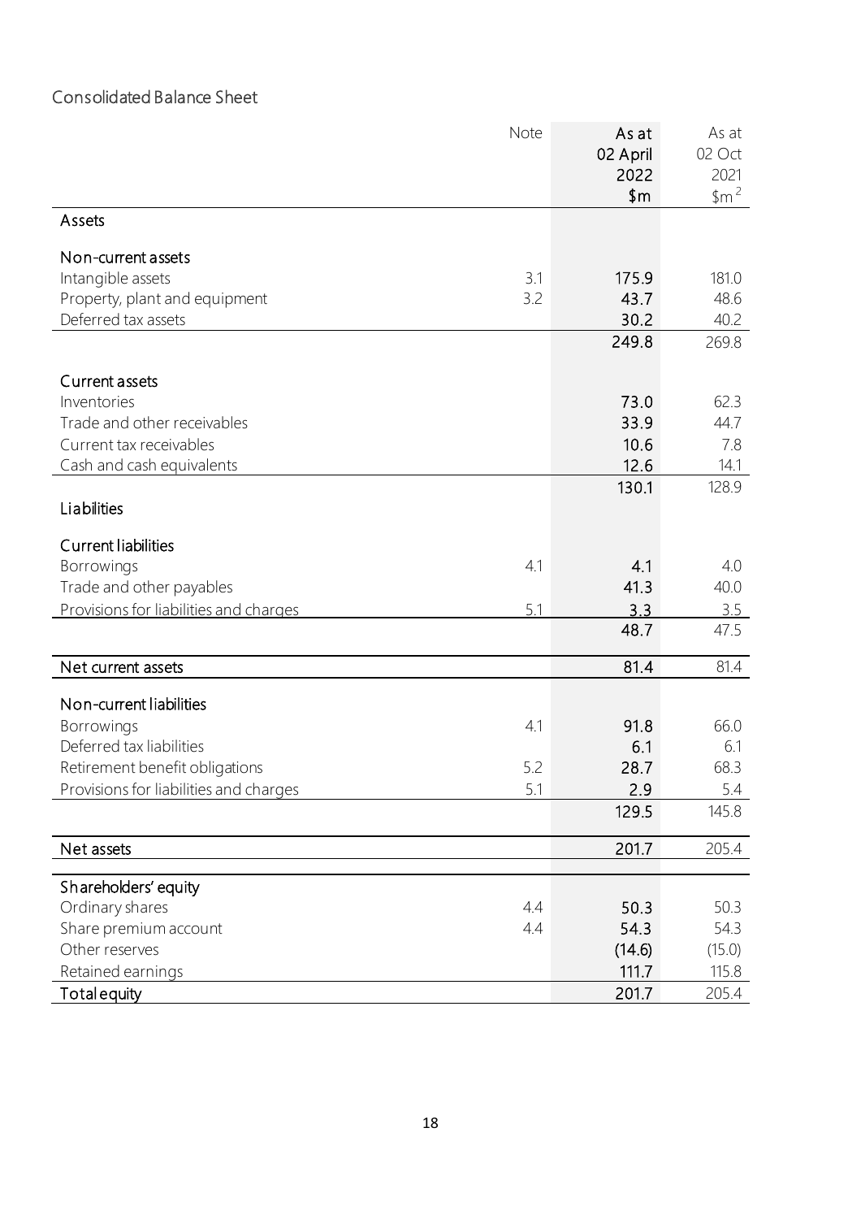## Consolidated Balance Sheet

| | Note | As at 02 April 2022 $m | As at 02 Oct 2021 $m[2] |
|---|---|---|---|
| **Assets** | | | |
| **Non-current assets** | | | |
| Intangible assets | 3.1 | 175.9 | 181.0 |
| Property, plant and equipment | 3.2 | 43.7 | 48.6 |
| Deferred tax assets | | 30.2 | 40.2 |
| | | 249.8 | 269.8 |
| **Current assets** | | | |
| Inventories | | 73.0 | 62.3 |
| Trade and other receivables | | 33.9 | 44.7 |
| Current tax receivables | | 10.6 | 7.8 |
| Cash and cash equivalents | | 12.6 | 14.1 |
| | | 130.1 | 128.9 |
| **Liabilities** | | | |
| **Current liabilities** | | | |
| Borrowings | 4.1 | 4.1 | 4.0 |
| Trade and other payables | | 41.3 | 40.0 |
| Provisions for liabilities and charges | 5.1 | 3.3 | 3.5 |
| | | 48.7 | 47.5 |
| Net current assets | | 81.4 | 81.4 |
| **Non-current liabilities** | | | |
| Borrowings | 4.1 | 91.8 | 66.0 |
| Deferred tax liabilities | | 6.1 | 6.1 |
| Retirement benefit obligations | 5.2 | 28.7 | 68.3 |
| Provisions for liabilities and charges | 5.1 | 2.9 | 5.4 |
| | | 129.5 | 145.8 |
| Net assets | | 201.7 | 205.4 |
| **Shareholders' equity** | | | |
| Ordinary shares | 4.4 | 50.3 | 50.3 |
| Share premium account | 4.4 | 54.3 | 54.3 |
| Other reserves | | (14.6) | (15.0) |
| Retained earnings | | 111.7 | 115.8 |
| **Total equity** | | 201.7 | 205.4 |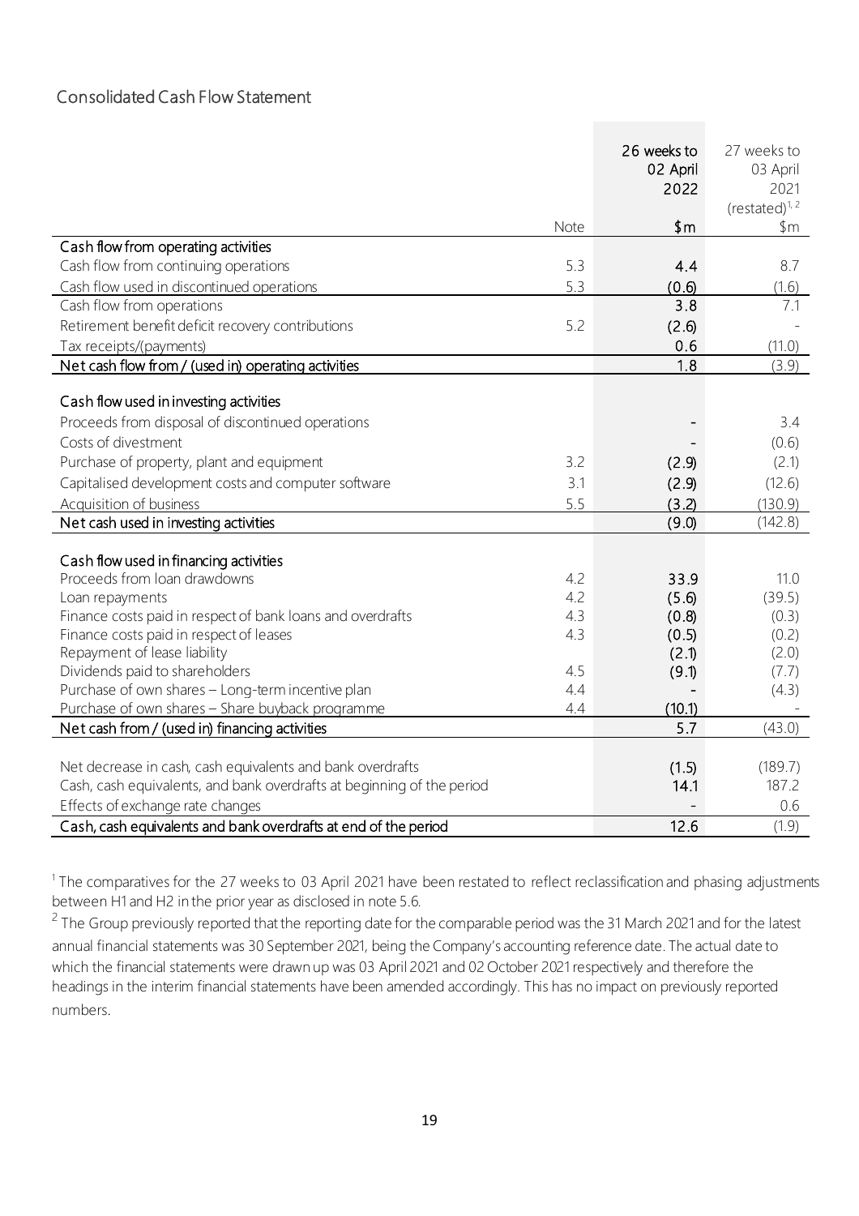## Consolidated Cash Flow Statement

| | Note | 26 weeks to 02 April 2022 $m | 27 weeks to 03 April 2021 (restated)[1, 2] $m |
|---|---|---|---|
| **Cash flow from operating activities** | | | |
| Cash flow from continuing operations | 5.3 | 4.4 | 8.7 |
| Cash flow used in discontinued operations | 5.3 | (0.6) | (1.6) |
| Cash flow from operations | | 3.8 | 7.1 |
| Retirement benefit deficit recovery contributions | 5.2 | (2.6) | - |
| Tax receipts/(payments) | | 0.6 | (11.0) |
| **Net cash flow from / (used in) operating activities** | | 1.8 | (3.9) |
| | | | |
| **Cash flow used in investing activities** | | | |
| Proceeds from disposal of discontinued operations | | - | 3.4 |
| Costs of divestment | | - | (0.6) |
| Purchase of property, plant and equipment | 3.2 | (2.9) | (2.1) |
| Capitalised development costs and computer software | 3.1 | (2.9) | (12.6) |
| Acquisition of business | 5.5 | (3.2) | (130.9) |
| **Net cash used in investing activities** | | (9.0) | (142.8) |
| | | | |
| **Cash flow used in financing activities** | | | |
| Proceeds from loan drawdowns | 4.2 | 33.9 | 11.0 |
| Loan repayments | 4.2 | (5.6) | (39.5) |
| Finance costs paid in respect of bank loans and overdrafts | 4.3 | (0.8) | (0.3) |
| Finance costs paid in respect of leases | 4.3 | (0.5) | (0.2) |
| Repayment of lease liability | | (2.1) | (2.0) |
| Dividends paid to shareholders | 4.5 | (9.1) | (7.7) |
| Purchase of own shares – Long-term incentive plan | 4.4 | - | (4.3) |
| Purchase of own shares – Share buyback programme | 4.4 | (10.1) | - |
| **Net cash from / (used in) financing activities** | | 5.7 | (43.0) |
| | | | |
| Net decrease in cash, cash equivalents and bank overdrafts | | (1.5) | (189.7) |
| Cash, cash equivalents, and bank overdrafts at beginning of the period | | 14.1 | 187.2 |
| Effects of exchange rate changes | | - | 0.6 |
| **Cash, cash equivalents and bank overdrafts at end of the period** | | 12.6 | (1.9) |

[1] The comparatives for the 27 weeks to 03 April 2021 have been restated to reflect reclassification and phasing adjustments between H1 and H2 in the prior year as disclosed in note 5.6.

[2] The Group previously reported that the reporting date for the comparable period was the 31 March 2021 and for the latest annual financial statements was 30 September 2021, being the Company's accounting reference date. The actual date to which the financial statements were drawn up was 03 April 2021 and 02 October 2021 respectively and therefore the headings in the interim financial statements have been amended accordingly. This has no impact on previously reported numbers.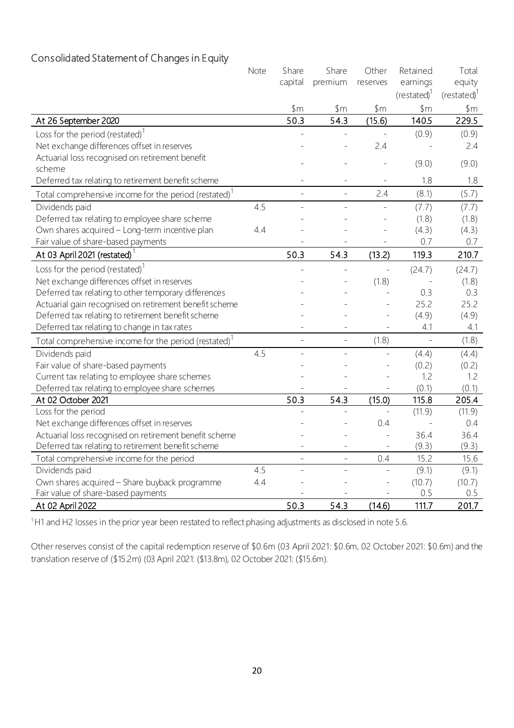## Consolidated Statement of Changes in Equity

| | Note | Share capital | Share premium | Other reserves | Retained earnings (restated)[1] | Total equity (restated)[1] |
|---|---|---|---|---|---|---|
| | | \$m | \$m | \$m | \$m | \$m |
| **At 26 September 2020** | | 50.3 | 54.3 | (15.6) | 140.5 | 229.5 |
| Loss for the period (restated)[1] | | - | - | - | (0.9) | (0.9) |
| Net exchange differences offset in reserves | | - | - | 2.4 | - | 2.4 |
| Actuarial loss recognised on retirement benefit scheme | | - | - | - | (9.0) | (9.0) |
| Deferred tax relating to retirement benefit scheme | | - | - | - | 1.8 | 1.8 |
| Total comprehensive income for the period (restated)[1] | | - | - | 2.4 | (8.1) | (5.7) |
| Dividends paid | 4.5 | - | - | - | (7.7) | (7.7) |
| Deferred tax relating to employee share scheme | | - | - | - | (1.8) | (1.8) |
| Own shares acquired – Long-term incentive plan | 4.4 | - | - | - | (4.3) | (4.3) |
| Fair value of share-based payments | | - | - | - | 0.7 | 0.7 |
| **At 03 April 2021 (restated)[1]** | | 50.3 | 54.3 | (13.2) | 119.3 | 210.7 |
| Loss for the period (restated)[1] | | - | - | - | (24.7) | (24.7) |
| Net exchange differences offset in reserves | | - | - | (1.8) | - | (1.8) |
| Deferred tax relating to other temporary differences | | - | - | - | 0.3 | 0.3 |
| Actuarial gain recognised on retirement benefit scheme | | - | - | - | 25.2 | 25.2 |
| Deferred tax relating to retirement benefit scheme | | - | - | - | (4.9) | (4.9) |
| Deferred tax relating to change in tax rates | | - | - | - | 4.1 | 4.1 |
| Total comprehensive income for the period (restated)[1] | | - | - | (1.8) | - | (1.8) |
| Dividends paid | 4.5 | - | - | - | (4.4) | (4.4) |
| Fair value of share-based payments | | - | - | - | (0.2) | (0.2) |
| Current tax relating to employee share schemes | | - | - | - | 1.2 | 1.2 |
| Deferred tax relating to employee share schemes | | - | - | - | (0.1) | (0.1) |
| **At 02 October 2021** | | 50.3 | 54.3 | (15.0) | 115.8 | 205.4 |
| Loss for the period | | - | - | - | (11.9) | (11.9) |
| Net exchange differences offset in reserves | | - | - | 0.4 | - | 0.4 |
| Actuarial loss recognised on retirement benefit scheme | | - | - | - | 36.4 | 36.4 |
| Deferred tax relating to retirement benefit scheme | | - | - | - | (9.3) | (9.3) |
| Total comprehensive income for the period | | - | - | 0.4 | 15.2 | 15.6 |
| Dividends paid | 4.5 | - | - | - | (9.1) | (9.1) |
| Own shares acquired – Share buyback programme | 4.4 | - | - | - | (10.7) | (10.7) |
| Fair value of share-based payments | | - | - | - | 0.5 | 0.5 |
| **At 02 April 2022** | | 50.3 | 54.3 | (14.6) | 111.7 | 201.7 |

[1] H1 and H2 losses in the prior year been restated to reflect phasing adjustments as disclosed in note 5.6.

Other reserves consist of the capital redemption reserve of \$0.6m (03 April 2021: \$0.6m, 02 October 2021: \$0.6m) and the translation reserve of (\$15.2m) (03 April 2021: (\$13.8m), 02 October 2021: (\$15.6m).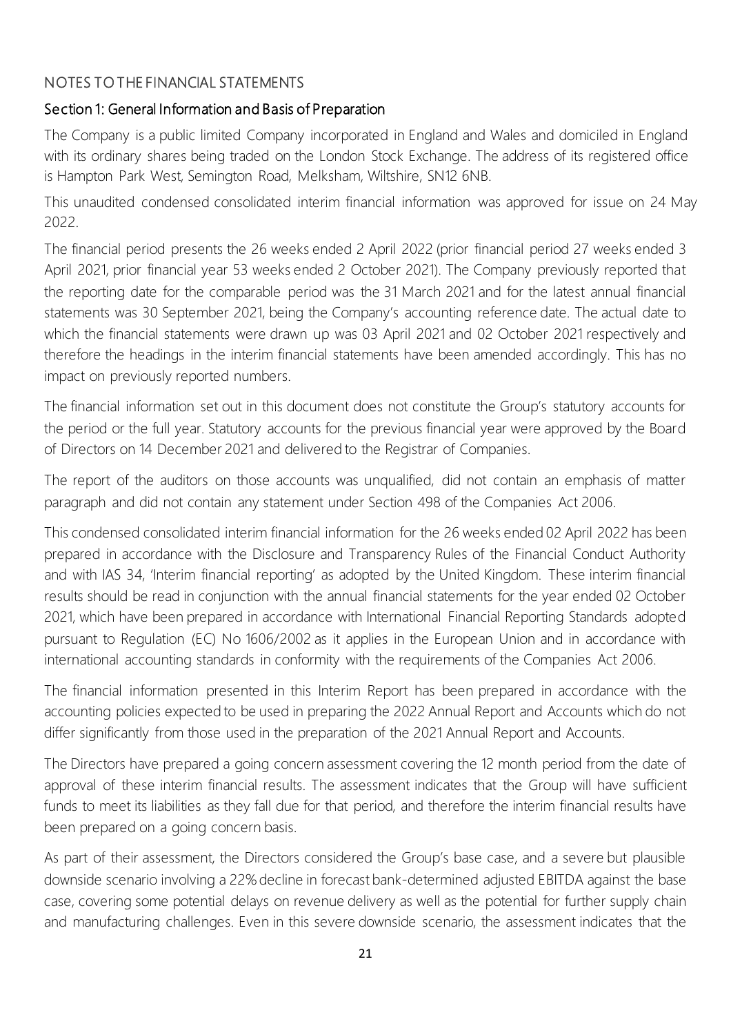## NOTES TO THE FINANCIAL STATEMENTS

### Section 1: General Information and Basis of Preparation

The Company is a public limited Company incorporated in England and Wales and domiciled in England with its ordinary shares being traded on the London Stock Exchange. The address of its registered office is Hampton Park West, Semington Road, Melksham, Wiltshire, SN12 6NB.

This unaudited condensed consolidated interim financial information was approved for issue on 24 May 2022.

The financial period presents the 26 weeks ended 2 April 2022 (prior financial period 27 weeks ended 3 April 2021, prior financial year 53 weeks ended 2 October 2021). The Company previously reported that the reporting date for the comparable period was the 31 March 2021 and for the latest annual financial statements was 30 September 2021, being the Company's accounting reference date. The actual date to which the financial statements were drawn up was 03 April 2021 and 02 October 2021 respectively and therefore the headings in the interim financial statements have been amended accordingly. This has no impact on previously reported numbers.

The financial information set out in this document does not constitute the Group's statutory accounts for the period or the full year. Statutory accounts for the previous financial year were approved by the Board of Directors on 14 December 2021 and delivered to the Registrar of Companies.

The report of the auditors on those accounts was unqualified, did not contain an emphasis of matter paragraph and did not contain any statement under Section 498 of the Companies Act 2006.

This condensed consolidated interim financial information for the 26 weeks ended 02 April 2022 has been prepared in accordance with the Disclosure and Transparency Rules of the Financial Conduct Authority and with IAS 34, 'Interim financial reporting' as adopted by the United Kingdom. These interim financial results should be read in conjunction with the annual financial statements for the year ended 02 October 2021, which have been prepared in accordance with International Financial Reporting Standards adopted pursuant to Regulation (EC) No 1606/2002 as it applies in the European Union and in accordance with international accounting standards in conformity with the requirements of the Companies Act 2006.

The financial information presented in this Interim Report has been prepared in accordance with the accounting policies expected to be used in preparing the 2022 Annual Report and Accounts which do not differ significantly from those used in the preparation of the 2021 Annual Report and Accounts.

The Directors have prepared a going concern assessment covering the 12 month period from the date of approval of these interim financial results. The assessment indicates that the Group will have sufficient funds to meet its liabilities as they fall due for that period, and therefore the interim financial results have been prepared on a going concern basis.

As part of their assessment, the Directors considered the Group's base case, and a severe but plausible downside scenario involving a 22% decline in forecast bank-determined adjusted EBITDA against the base case, covering some potential delays on revenue delivery as well as the potential for further supply chain and manufacturing challenges. Even in this severe downside scenario, the assessment indicates that the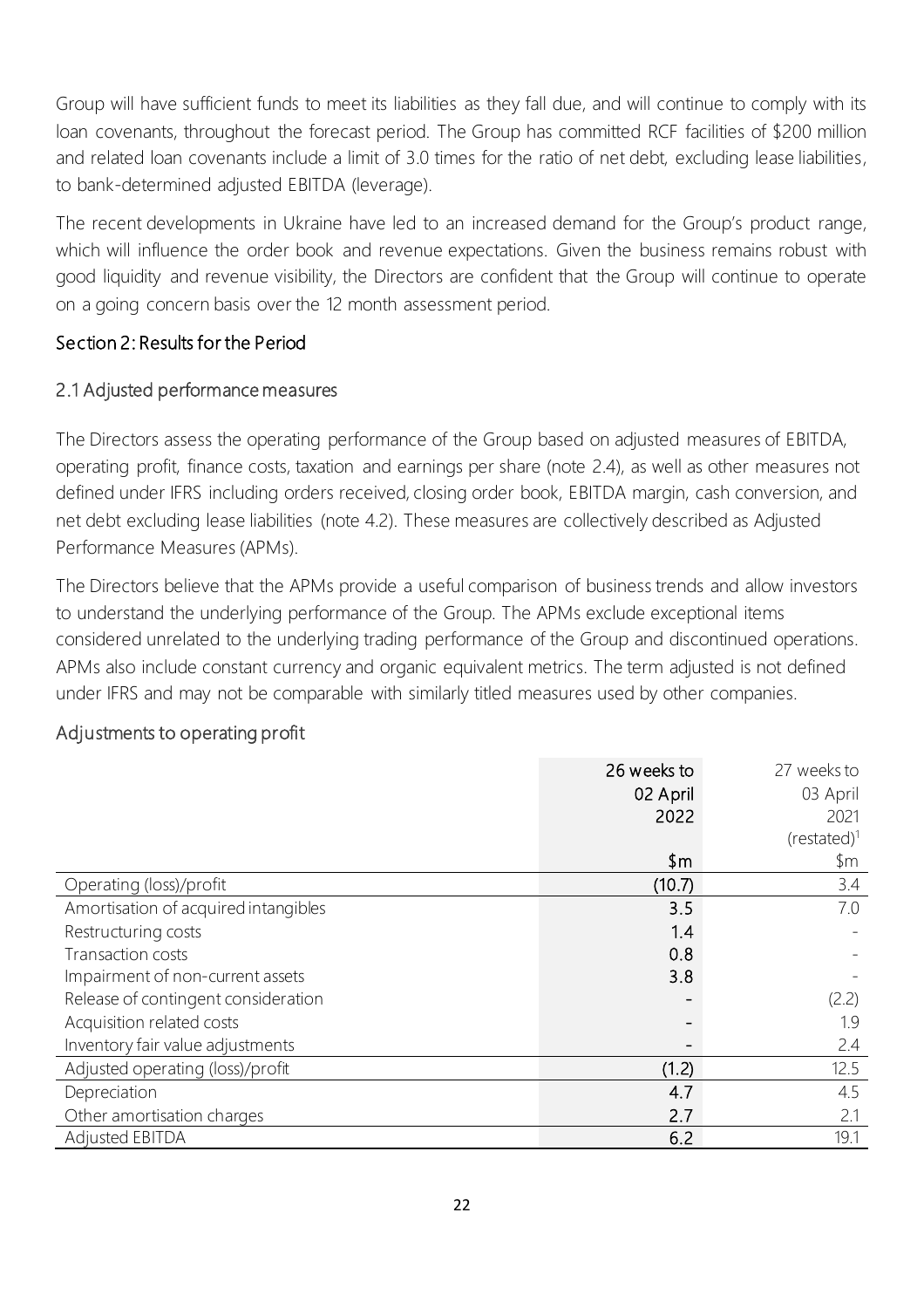Group will have sufficient funds to meet its liabilities as they fall due, and will continue to comply with its loan covenants, throughout the forecast period. The Group has committed RCF facilities of $200 million and related loan covenants include a limit of 3.0 times for the ratio of net debt, excluding lease liabilities, to bank-determined adjusted EBITDA (leverage).

The recent developments in Ukraine have led to an increased demand for the Group's product range, which will influence the order book and revenue expectations. Given the business remains robust with good liquidity and revenue visibility, the Directors are confident that the Group will continue to operate on a going concern basis over the 12 month assessment period.

## Section 2: Results for the Period

### 2.1 Adjusted performance measures

The Directors assess the operating performance of the Group based on adjusted measures of EBITDA, operating profit, finance costs, taxation and earnings per share (note 2.4), as well as other measures not defined under IFRS including orders received, closing order book, EBITDA margin, cash conversion, and net debt excluding lease liabilities (note 4.2). These measures are collectively described as Adjusted Performance Measures (APMs).

The Directors believe that the APMs provide a useful comparison of business trends and allow investors to understand the underlying performance of the Group. The APMs exclude exceptional items considered unrelated to the underlying trading performance of the Group and discontinued operations. APMs also include constant currency and organic equivalent metrics. The term adjusted is not defined under IFRS and may not be comparable with similarly titled measures used by other companies.

### Adjustments to operating profit

| | 26 weeks to 02 April 2022 | 27 weeks to 03 April 2021 (restated)[1] |
|---|---|---|
| | $m | $m |
| Operating (loss)/profit | (10.7) | 3.4 |
| Amortisation of acquired intangibles | 3.5 | 7.0 |
| Restructuring costs | 1.4 | - |
| Transaction costs | 0.8 | - |
| Impairment of non-current assets | 3.8 | - |
| Release of contingent consideration | - | (2.2) |
| Acquisition related costs | - | 1.9 |
| Inventory fair value adjustments | - | 2.4 |
| Adjusted operating (loss)/profit | (1.2) | 12.5 |
| Depreciation | 4.7 | 4.5 |
| Other amortisation charges | 2.7 | 2.1 |
| Adjusted EBITDA | 6.2 | 19.1 |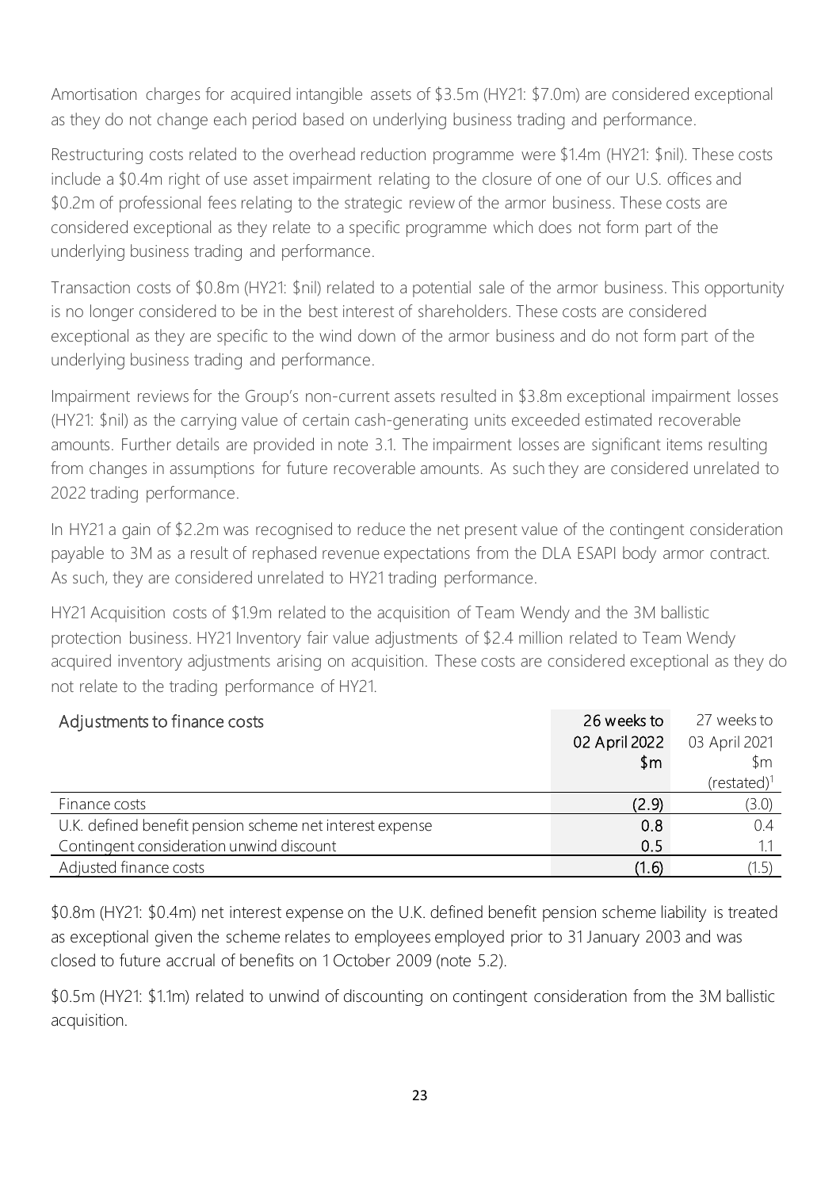Amortisation charges for acquired intangible assets of $3.5m (HY21: $7.0m) are considered exceptional as they do not change each period based on underlying business trading and performance.

Restructuring costs related to the overhead reduction programme were $1.4m (HY21: $nil). These costs include a $0.4m right of use asset impairment relating to the closure of one of our U.S. offices and $0.2m of professional fees relating to the strategic review of the armor business. These costs are considered exceptional as they relate to a specific programme which does not form part of the underlying business trading and performance.

Transaction costs of $0.8m (HY21: $nil) related to a potential sale of the armor business. This opportunity is no longer considered to be in the best interest of shareholders. These costs are considered exceptional as they are specific to the wind down of the armor business and do not form part of the underlying business trading and performance.

Impairment reviews for the Group's non-current assets resulted in $3.8m exceptional impairment losses (HY21: $nil) as the carrying value of certain cash-generating units exceeded estimated recoverable amounts. Further details are provided in note 3.1. The impairment losses are significant items resulting from changes in assumptions for future recoverable amounts. As such they are considered unrelated to 2022 trading performance.

In HY21 a gain of $2.2m was recognised to reduce the net present value of the contingent consideration payable to 3M as a result of rephased revenue expectations from the DLA ESAPI body armor contract. As such, they are considered unrelated to HY21 trading performance.

HY21 Acquisition costs of $1.9m related to the acquisition of Team Wendy and the 3M ballistic protection business. HY21 Inventory fair value adjustments of $2.4 million related to Team Wendy acquired inventory adjustments arising on acquisition. These costs are considered exceptional as they do not relate to the trading performance of HY21.

| Adjustments to finance costs | 26 weeks to 02 April 2022 $m | 27 weeks to 03 April 2021 $m (restated)[1] |
|---|---|---|
| Finance costs | (2.9) | (3.0) |
| U.K. defined benefit pension scheme net interest expense | 0.8 | 0.4 |
| Contingent consideration unwind discount | 0.5 | 1.1 |
| Adjusted finance costs | (1.6) | (1.5) |

$0.8m (HY21: $0.4m) net interest expense on the U.K. defined benefit pension scheme liability is treated as exceptional given the scheme relates to employees employed prior to 31 January 2003 and was closed to future accrual of benefits on 1 October 2009 (note 5.2).

$0.5m (HY21: $1.1m) related to unwind of discounting on contingent consideration from the 3M ballistic acquisition.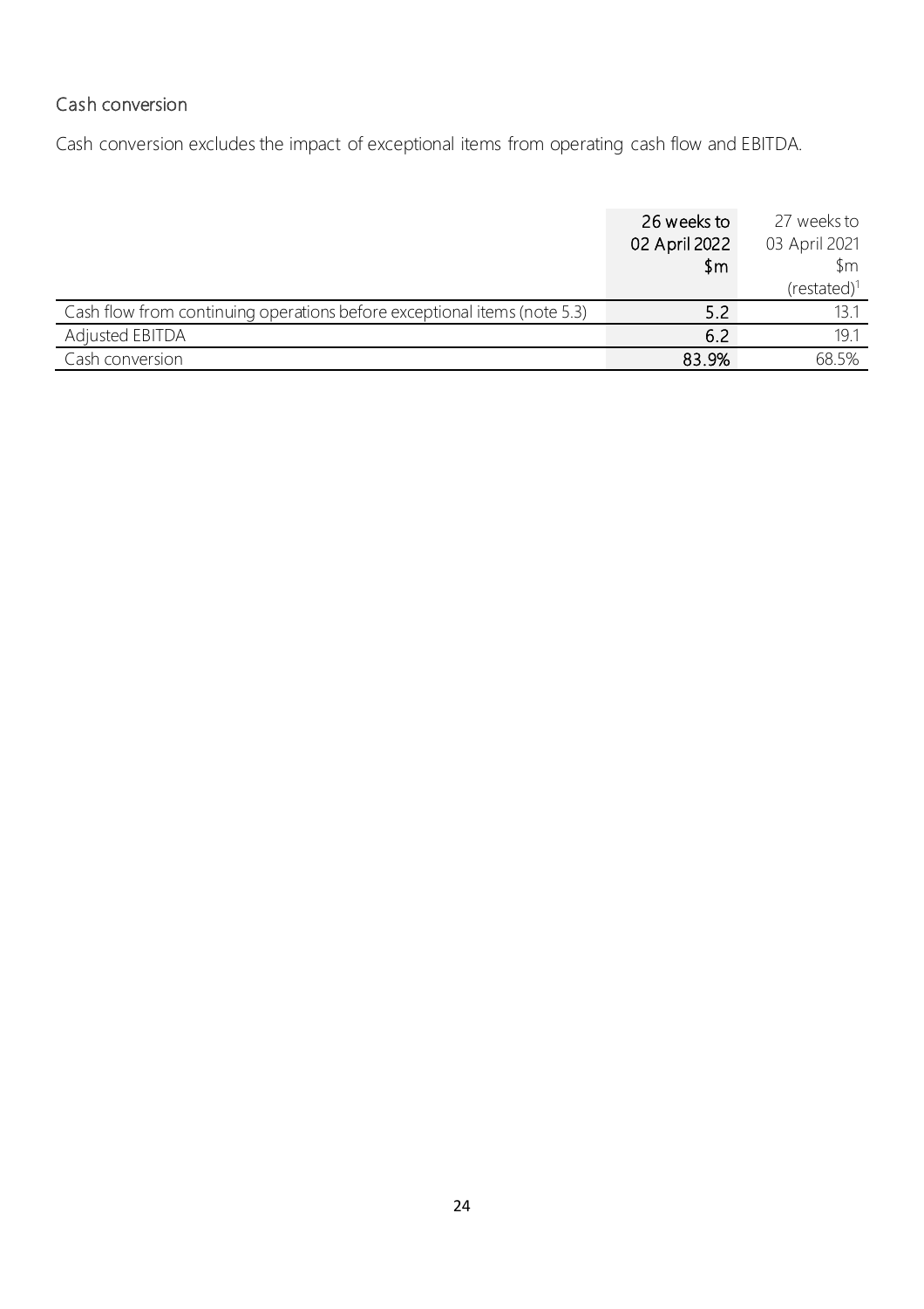## Cash conversion

Cash conversion excludes the impact of exceptional items from operating cash flow and EBITDA.

| | 26 weeks to 02 April 2022 $m | 27 weeks to 03 April 2021 $m (restated)[1] |
|---|---|---|
| Cash flow from continuing operations before exceptional items (note 5.3) | 5.2 | 13.1 |
| Adjusted EBITDA | 6.2 | 19.1 |
| Cash conversion | 83.9% | 68.5% |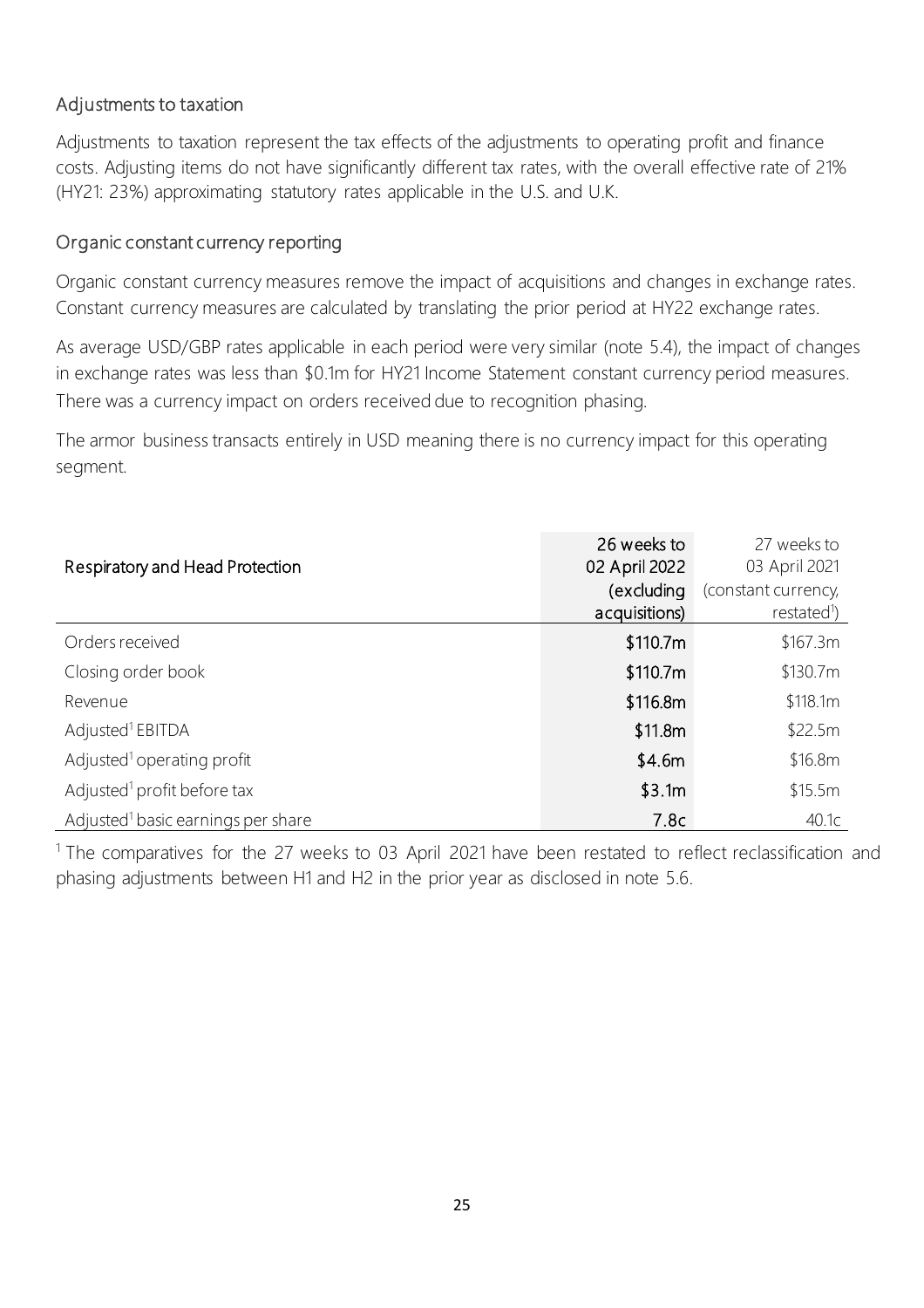## Adjustments to taxation

Adjustments to taxation represent the tax effects of the adjustments to operating profit and finance costs. Adjusting items do not have significantly different tax rates, with the overall effective rate of 21% (HY21: 23%) approximating statutory rates applicable in the U.S. and U.K.

## Organic constant currency reporting

Organic constant currency measures remove the impact of acquisitions and changes in exchange rates. Constant currency measures are calculated by translating the prior period at HY22 exchange rates.

As average USD/GBP rates applicable in each period were very similar (note 5.4), the impact of changes in exchange rates was less than \$0.1m for HY21 Income Statement constant currency period measures. There was a currency impact on orders received due to recognition phasing.

The armor business transacts entirely in USD meaning there is no currency impact for this operating segment.

| Respiratory and Head Protection | 26 weeks to 02 April 2022 (excluding acquisitions) | 27 weeks to 03 April 2021 (constant currency, restated[1]) |
|---|---|---|
| Orders received | \$110.7m | \$167.3m |
| Closing order book | \$110.7m | \$130.7m |
| Revenue | \$116.8m | \$118.1m |
| Adjusted[1] EBITDA | \$11.8m | \$22.5m |
| Adjusted[1] operating profit | \$4.6m | \$16.8m |
| Adjusted[1] profit before tax | \$3.1m | \$15.5m |
| Adjusted[1] basic earnings per share | 7.8c | 40.1c |

[1] The comparatives for the 27 weeks to 03 April 2021 have been restated to reflect reclassification and phasing adjustments between H1 and H2 in the prior year as disclosed in note 5.6.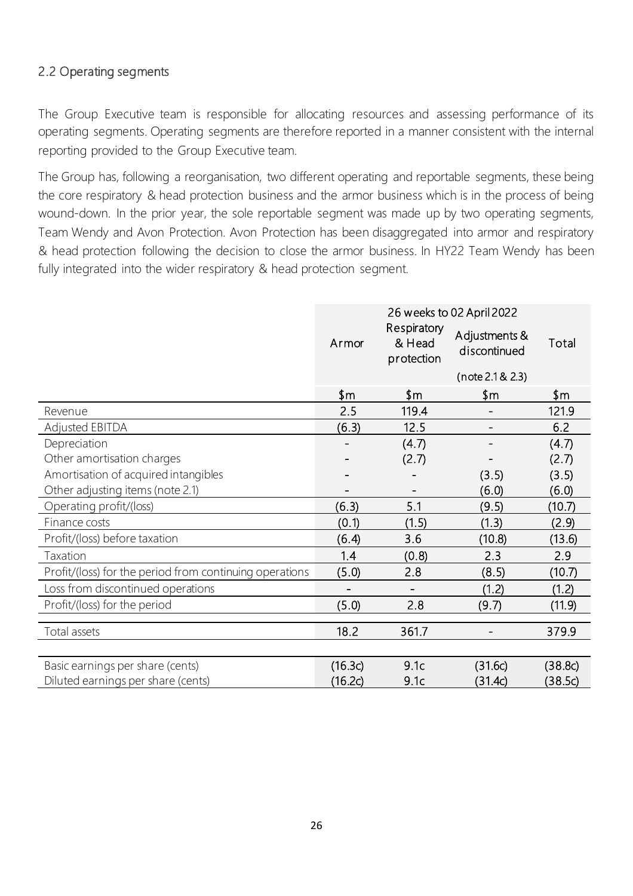## 2.2 Operating segments

The Group Executive team is responsible for allocating resources and assessing performance of its operating segments. Operating segments are therefore reported in a manner consistent with the internal reporting provided to the Group Executive team.

The Group has, following a reorganisation, two different operating and reportable segments, these being the core respiratory & head protection business and the armor business which is in the process of being wound-down. In the prior year, the sole reportable segment was made up by two operating segments, Team Wendy and Avon Protection. Avon Protection has been disaggregated into armor and respiratory & head protection following the decision to close the armor business. In HY22 Team Wendy has been fully integrated into the wider respiratory & head protection segment.

| | 26 weeks to 02 April 2022 | | | |
|---|---|---|---|---|
| | Armor | Respiratory & Head protection | Adjustments & discontinued (note 2.1 & 2.3) | Total |
| | $m | $m | $m | $m |
| Revenue | 2.5 | 119.4 | - | 121.9 |
| Adjusted EBITDA | (6.3) | 12.5 | - | 6.2 |
| Depreciation | - | (4.7) | - | (4.7) |
| Other amortisation charges | - | (2.7) | - | (2.7) |
| Amortisation of acquired intangibles | - | - | (3.5) | (3.5) |
| Other adjusting items (note 2.1) | - | - | (6.0) | (6.0) |
| Operating profit/(loss) | (6.3) | 5.1 | (9.5) | (10.7) |
| Finance costs | (0.1) | (1.5) | (1.3) | (2.9) |
| Profit/(loss) before taxation | (6.4) | 3.6 | (10.8) | (13.6) |
| Taxation | 1.4 | (0.8) | 2.3 | 2.9 |
| Profit/(loss) for the period from continuing operations | (5.0) | 2.8 | (8.5) | (10.7) |
| Loss from discontinued operations | - | - | (1.2) | (1.2) |
| Profit/(loss) for the period | (5.0) | 2.8 | (9.7) | (11.9) |
| Total assets | 18.2 | 361.7 | - | 379.9 |
| Basic earnings per share (cents) | (16.3c) | 9.1c | (31.6c) | (38.8c) |
| Diluted earnings per share (cents) | (16.2c) | 9.1c | (31.4c) | (38.5c) |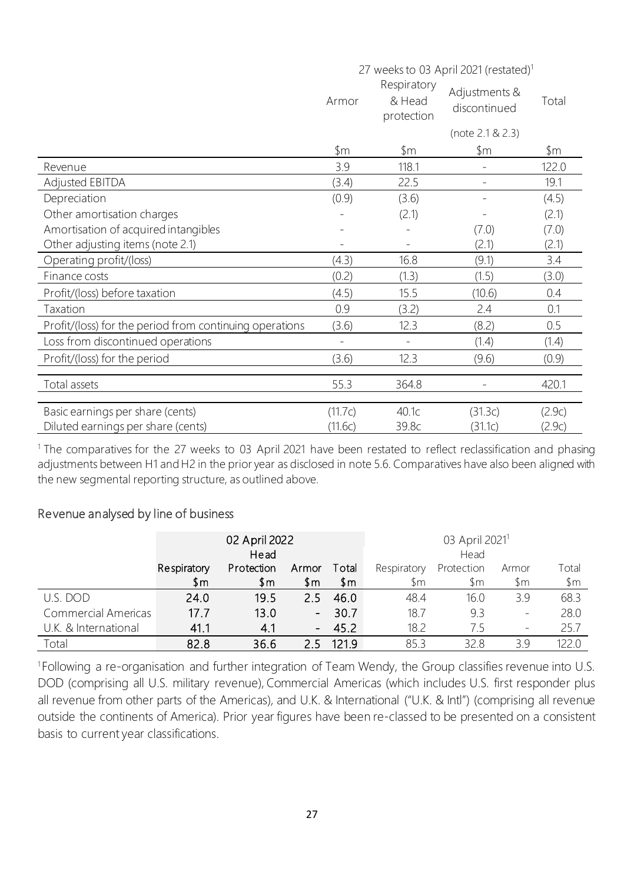| | 27 weeks to 03 April 2021 (restated)[1] | | | |
|---|---|---|---|---|
| | Armor | Respiratory & Head protection | Adjustments & discontinued (note 2.1 & 2.3) | Total |
| | $m | $m | $m | $m |
| Revenue | 3.9 | 118.1 | - | 122.0 |
| Adjusted EBITDA | (3.4) | 22.5 | - | 19.1 |
| Depreciation | (0.9) | (3.6) | - | (4.5) |
| Other amortisation charges | - | (2.1) | - | (2.1) |
| Amortisation of acquired intangibles | - | - | (7.0) | (7.0) |
| Other adjusting items (note 2.1) | - | - | (2.1) | (2.1) |
| Operating profit/(loss) | (4.3) | 16.8 | (9.1) | 3.4 |
| Finance costs | (0.2) | (1.3) | (1.5) | (3.0) |
| Profit/(loss) before taxation | (4.5) | 15.5 | (10.6) | 0.4 |
| Taxation | 0.9 | (3.2) | 2.4 | 0.1 |
| Profit/(loss) for the period from continuing operations | (3.6) | 12.3 | (8.2) | 0.5 |
| Loss from discontinued operations | - | - | (1.4) | (1.4) |
| Profit/(loss) for the period | (3.6) | 12.3 | (9.6) | (0.9) |
| Total assets | 55.3 | 364.8 | - | 420.1 |
| Basic earnings per share (cents) | (11.7c) | 40.1c | (31.3c) | (2.9c) |
| Diluted earnings per share (cents) | (11.6c) | 39.8c | (31.1c) | (2.9c) |

[1] The comparatives for the 27 weeks to 03 April 2021 have been restated to reflect reclassification and phasing adjustments between H1 and H2 in the prior year as disclosed in note 5.6. Comparatives have also been aligned with the new segmental reporting structure, as outlined above.

## Revenue analysed by line of business

| | 02 April 2022 | | | | 03 April 2021[1] | | | |
|---|---|---|---|---|---|---|---|---|
| | Respiratory | Head Protection | Armor | Total | Respiratory | Head Protection | Armor | Total |
| | $m | $m | $m | $m | $m | $m | $m | $m |
| U.S. DOD | 24.0 | 19.5 | 2.5 | 46.0 | 48.4 | 16.0 | 3.9 | 68.3 |
| Commercial Americas | 17.7 | 13.0 | - | 30.7 | 18.7 | 9.3 | - | 28.0 |
| U.K. & International | 41.1 | 4.1 | - | 45.2 | 18.2 | 7.5 | - | 25.7 |
| Total | 82.8 | 36.6 | 2.5 | 121.9 | 85.3 | 32.8 | 3.9 | 122.0 |

[1] Following a re-organisation and further integration of Team Wendy, the Group classifies revenue into U.S. DOD (comprising all U.S. military revenue), Commercial Americas (which includes U.S. first responder plus all revenue from other parts of the Americas), and U.K. & International ("U.K. & Intl") (comprising all revenue outside the continents of America). Prior year figures have been re-classed to be presented on a consistent basis to current year classifications.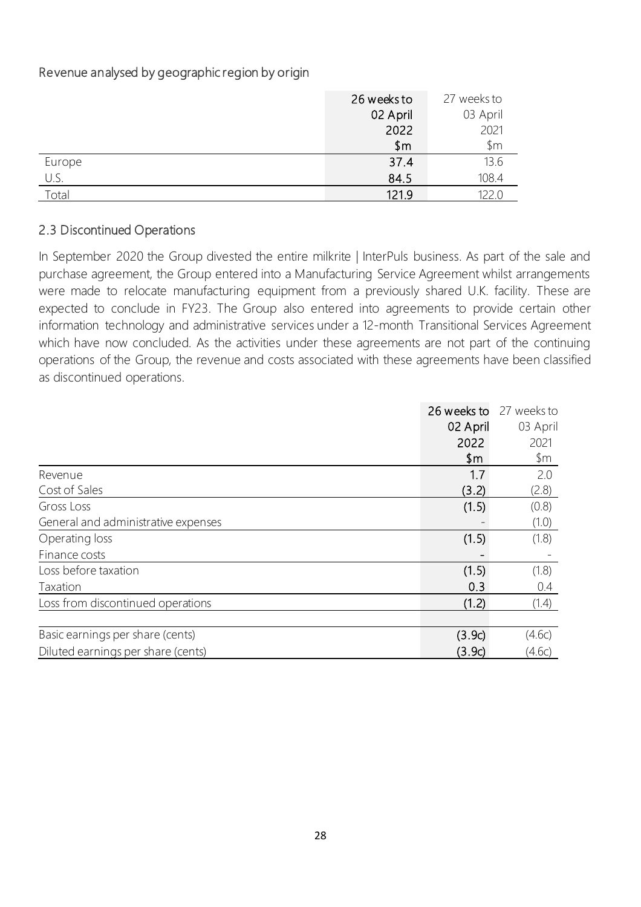Revenue analysed by geographic region by origin

| | 26 weeks to 02 April 2022 $m | 27 weeks to 03 April 2021 $m |
|---|---|---|
| Europe | 37.4 | 13.6 |
| U.S. | 84.5 | 108.4 |
| Total | 121.9 | 122.0 |

## 2.3 Discontinued Operations

In September 2020 the Group divested the entire milkrite | InterPuls business. As part of the sale and purchase agreement, the Group entered into a Manufacturing Service Agreement whilst arrangements were made to relocate manufacturing equipment from a previously shared U.K. facility. These are expected to conclude in FY23. The Group also entered into agreements to provide certain other information technology and administrative services under a 12-month Transitional Services Agreement which have now concluded. As the activities under these agreements are not part of the continuing operations of the Group, the revenue and costs associated with these agreements have been classified as discontinued operations.

| | 26 weeks to 02 April 2022 $m | 27 weeks to 03 April 2021 $m |
|---|---|---|
| Revenue | 1.7 | 2.0 |
| Cost of Sales | (3.2) | (2.8) |
| Gross Loss | (1.5) | (0.8) |
| General and administrative expenses | - | (1.0) |
| Operating loss | (1.5) | (1.8) |
| Finance costs | - | - |
| Loss before taxation | (1.5) | (1.8) |
| Taxation | 0.3 | 0.4 |
| Loss from discontinued operations | (1.2) | (1.4) |
| | | |
| Basic earnings per share (cents) | (3.9c) | (4.6c) |
| Diluted earnings per share (cents) | (3.9c) | (4.6c) |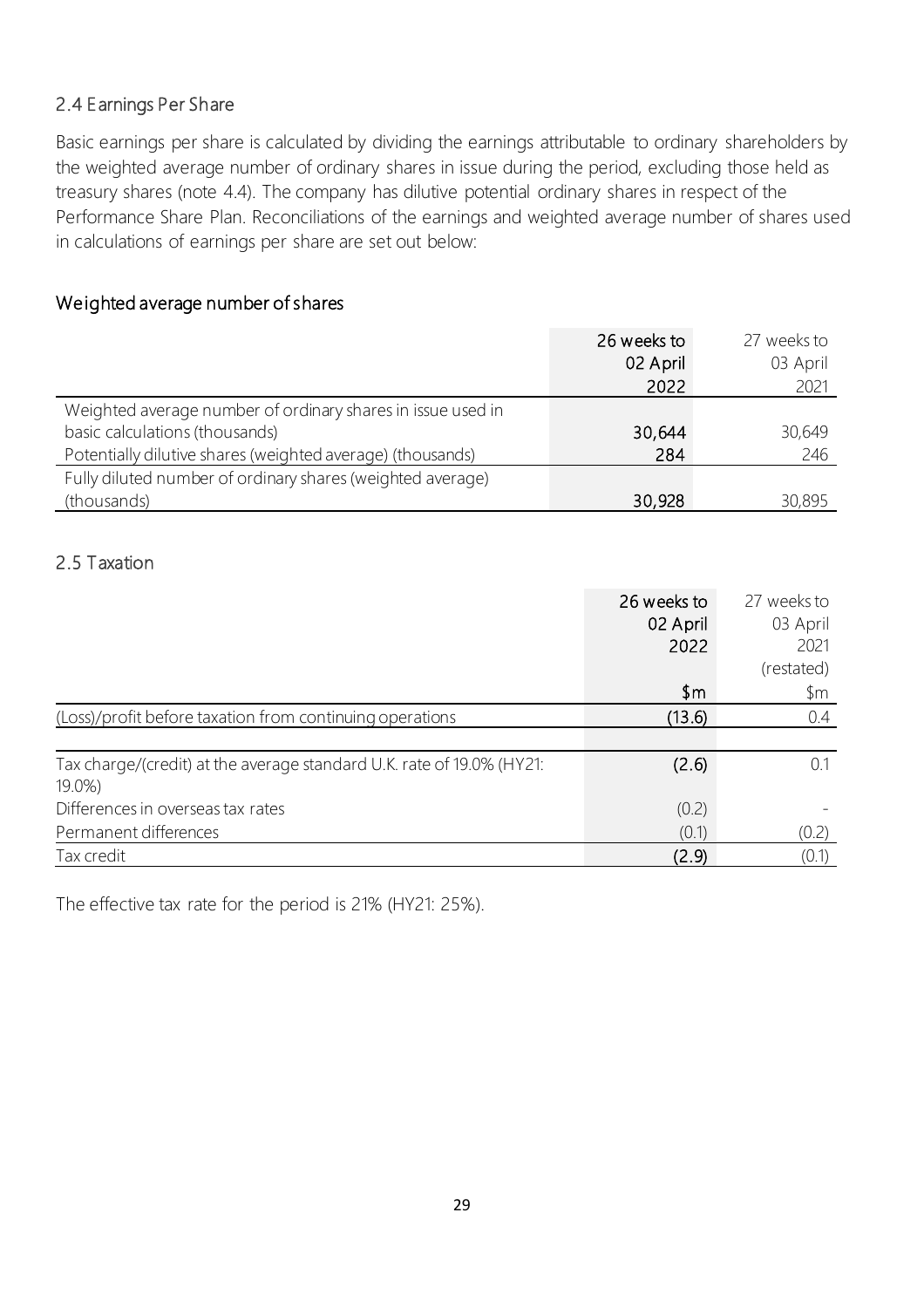## 2.4 Earnings Per Share

Basic earnings per share is calculated by dividing the earnings attributable to ordinary shareholders by the weighted average number of ordinary shares in issue during the period, excluding those held as treasury shares (note 4.4). The company has dilutive potential ordinary shares in respect of the Performance Share Plan. Reconciliations of the earnings and weighted average number of shares used in calculations of earnings per share are set out below:

### Weighted average number of shares

| | 26 weeks to 02 April 2022 | 27 weeks to 03 April 2021 |
|---|---|---|
| Weighted average number of ordinary shares in issue used in basic calculations (thousands) | 30,644 | 30,649 |
| Potentially dilutive shares (weighted average) (thousands) | 284 | 246 |
| Fully diluted number of ordinary shares (weighted average) (thousands) | 30,928 | 30,895 |

## 2.5 Taxation

| | 26 weeks to 02 April 2022 | 27 weeks to 03 April 2021 (restated) |
|---|---|---|
| | $m | $m |
| (Loss)/profit before taxation from continuing operations | (13.6) | 0.4 |
| | | |
| Tax charge/(credit) at the average standard U.K. rate of 19.0% (HY21: 19.0%) | (2.6) | 0.1 |
| Differences in overseas tax rates | (0.2) | - |
| Permanent differences | (0.1) | (0.2) |
| Tax credit | (2.9) | (0.1) |

The effective tax rate for the period is 21% (HY21: 25%).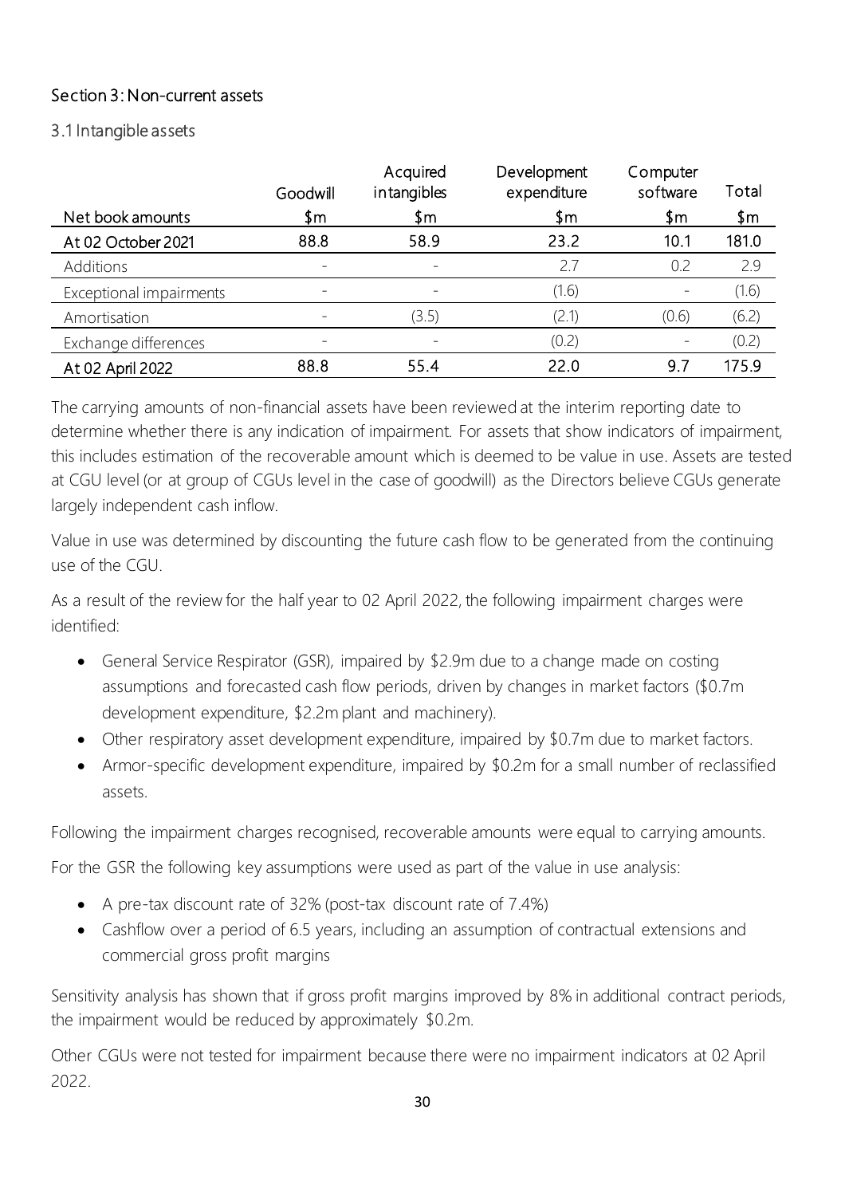## Section 3: Non-current assets

### 3.1 Intangible assets

| Net book amounts | Goodwill<br>$m | Acquired intangibles<br>$m | Development expenditure<br>$m | Computer software<br>$m | Total<br>$m |
|---|---|---|---|---|---|
| **At 02 October 2021** | **88.8** | **58.9** | **23.2** | **10.1** | **181.0** |
| Additions | - | - | 2.7 | 0.2 | 2.9 |
| Exceptional impairments | - | - | (1.6) | - | (1.6) |
| Amortisation | - | (3.5) | (2.1) | (0.6) | (6.2) |
| Exchange differences | - | - | (0.2) | - | (0.2) |
| **At 02 April 2022** | **88.8** | **55.4** | **22.0** | **9.7** | **175.9** |

The carrying amounts of non-financial assets have been reviewed at the interim reporting date to determine whether there is any indication of impairment. For assets that show indicators of impairment, this includes estimation of the recoverable amount which is deemed to be value in use. Assets are tested at CGU level (or at group of CGUs level in the case of goodwill) as the Directors believe CGUs generate largely independent cash inflow.

Value in use was determined by discounting the future cash flow to be generated from the continuing use of the CGU.

As a result of the review for the half year to 02 April 2022, the following impairment charges were identified:

- General Service Respirator (GSR), impaired by $2.9m due to a change made on costing assumptions and forecasted cash flow periods, driven by changes in market factors ($0.7m development expenditure, $2.2m plant and machinery).
- Other respiratory asset development expenditure, impaired by $0.7m due to market factors.
- Armor-specific development expenditure, impaired by $0.2m for a small number of reclassified assets.

Following the impairment charges recognised, recoverable amounts were equal to carrying amounts.

For the GSR the following key assumptions were used as part of the value in use analysis:

- A pre-tax discount rate of 32% (post-tax discount rate of 7.4%)
- Cashflow over a period of 6.5 years, including an assumption of contractual extensions and commercial gross profit margins

Sensitivity analysis has shown that if gross profit margins improved by 8% in additional contract periods, the impairment would be reduced by approximately $0.2m.

Other CGUs were not tested for impairment because there were no impairment indicators at 02 April 2022.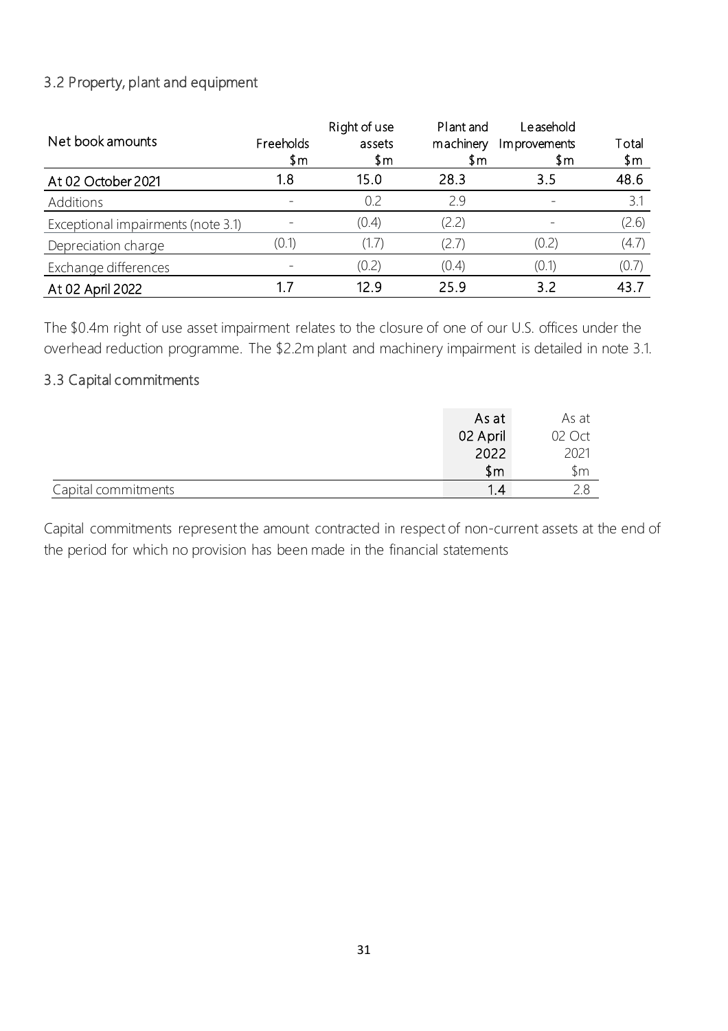## 3.2 Property, plant and equipment

| Net book amounts | Freeholds<br>$m | Right of use assets<br>$m | Plant and machinery<br>$m | Leasehold Improvements<br>$m | Total<br>$m |
|---|---|---|---|---|---|
| At 02 October 2021 | 1.8 | 15.0 | 28.3 | 3.5 | 48.6 |
| Additions | - | 0.2 | 2.9 | - | 3.1 |
| Exceptional impairments (note 3.1) | - | (0.4) | (2.2) | - | (2.6) |
| Depreciation charge | (0.1) | (1.7) | (2.7) | (0.2) | (4.7) |
| Exchange differences | - | (0.2) | (0.4) | (0.1) | (0.7) |
| At 02 April 2022 | 1.7 | 12.9 | 25.9 | 3.2 | 43.7 |

The $0.4m right of use asset impairment relates to the closure of one of our U.S. offices under the overhead reduction programme. The $2.2m plant and machinery impairment is detailed in note 3.1.

## 3.3 Capital commitments

| | As at 02 April 2022<br>$m | As at 02 Oct 2021<br>$m |
|---|---|---|
| Capital commitments | 1.4 | 2.8 |

Capital commitments represent the amount contracted in respect of non-current assets at the end of the period for which no provision has been made in the financial statements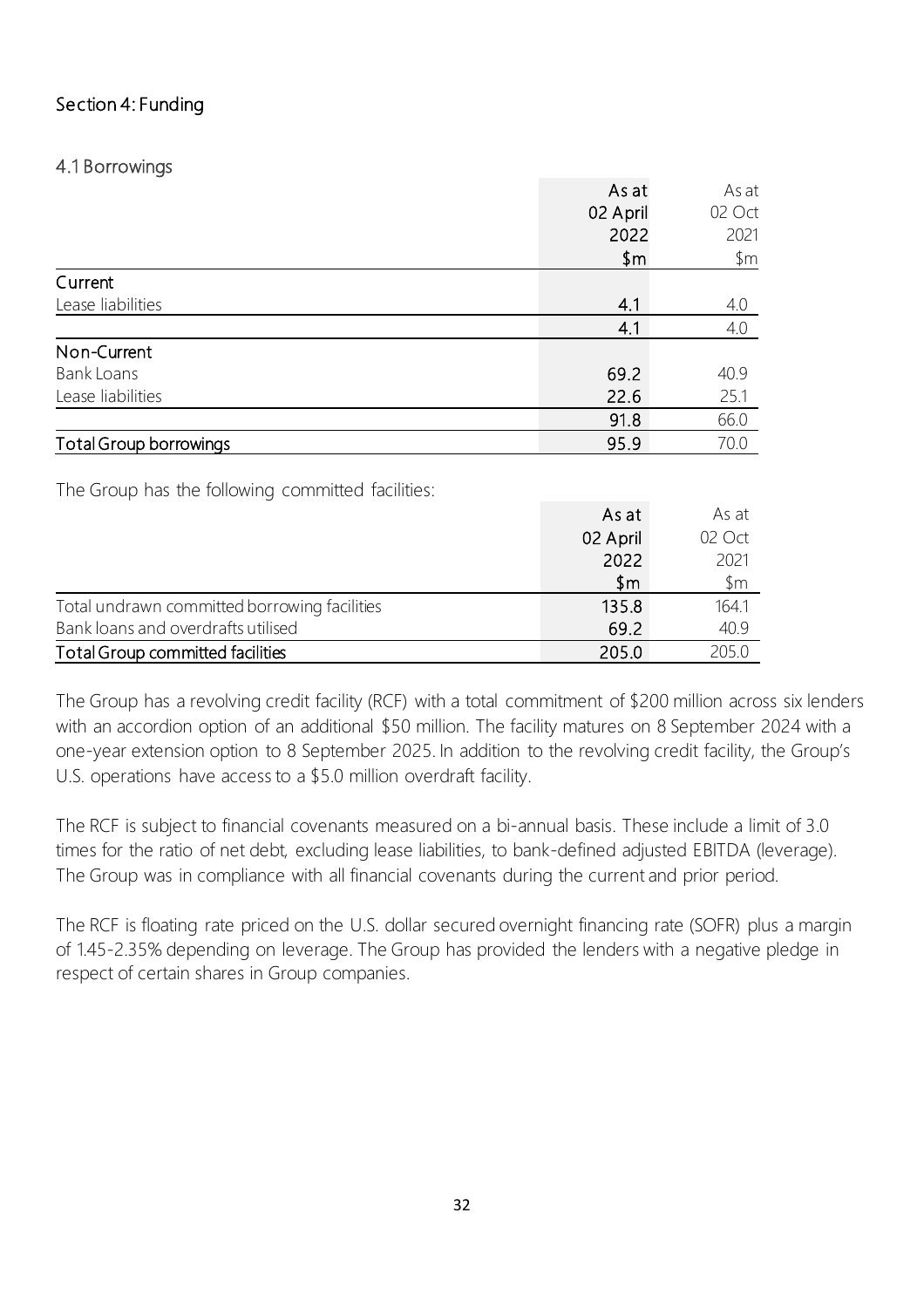## Section 4: Funding

### 4.1 Borrowings

| | As at 02 April 2022 $m | As at 02 Oct 2021 $m |
|---|---|---|
| **Current** | | |
| Lease liabilities | 4.1 | 4.0 |
| | 4.1 | 4.0 |
| **Non-Current** | | |
| Bank Loans | 69.2 | 40.9 |
| Lease liabilities | 22.6 | 25.1 |
| | 91.8 | 66.0 |
| **Total Group borrowings** | 95.9 | 70.0 |

The Group has the following committed facilities:

| | As at 02 April 2022 $m | As at 02 Oct 2021 $m |
|---|---|---|
| Total undrawn committed borrowing facilities | 135.8 | 164.1 |
| Bank loans and overdrafts utilised | 69.2 | 40.9 |
| **Total Group committed facilities** | 205.0 | 205.0 |

The Group has a revolving credit facility (RCF) with a total commitment of $200 million across six lenders with an accordion option of an additional $50 million. The facility matures on 8 September 2024 with a one-year extension option to 8 September 2025. In addition to the revolving credit facility, the Group's U.S. operations have access to a $5.0 million overdraft facility.

The RCF is subject to financial covenants measured on a bi-annual basis. These include a limit of 3.0 times for the ratio of net debt, excluding lease liabilities, to bank-defined adjusted EBITDA (leverage). The Group was in compliance with all financial covenants during the current and prior period.

The RCF is floating rate priced on the U.S. dollar secured overnight financing rate (SOFR) plus a margin of 1.45-2.35% depending on leverage. The Group has provided the lenders with a negative pledge in respect of certain shares in Group companies.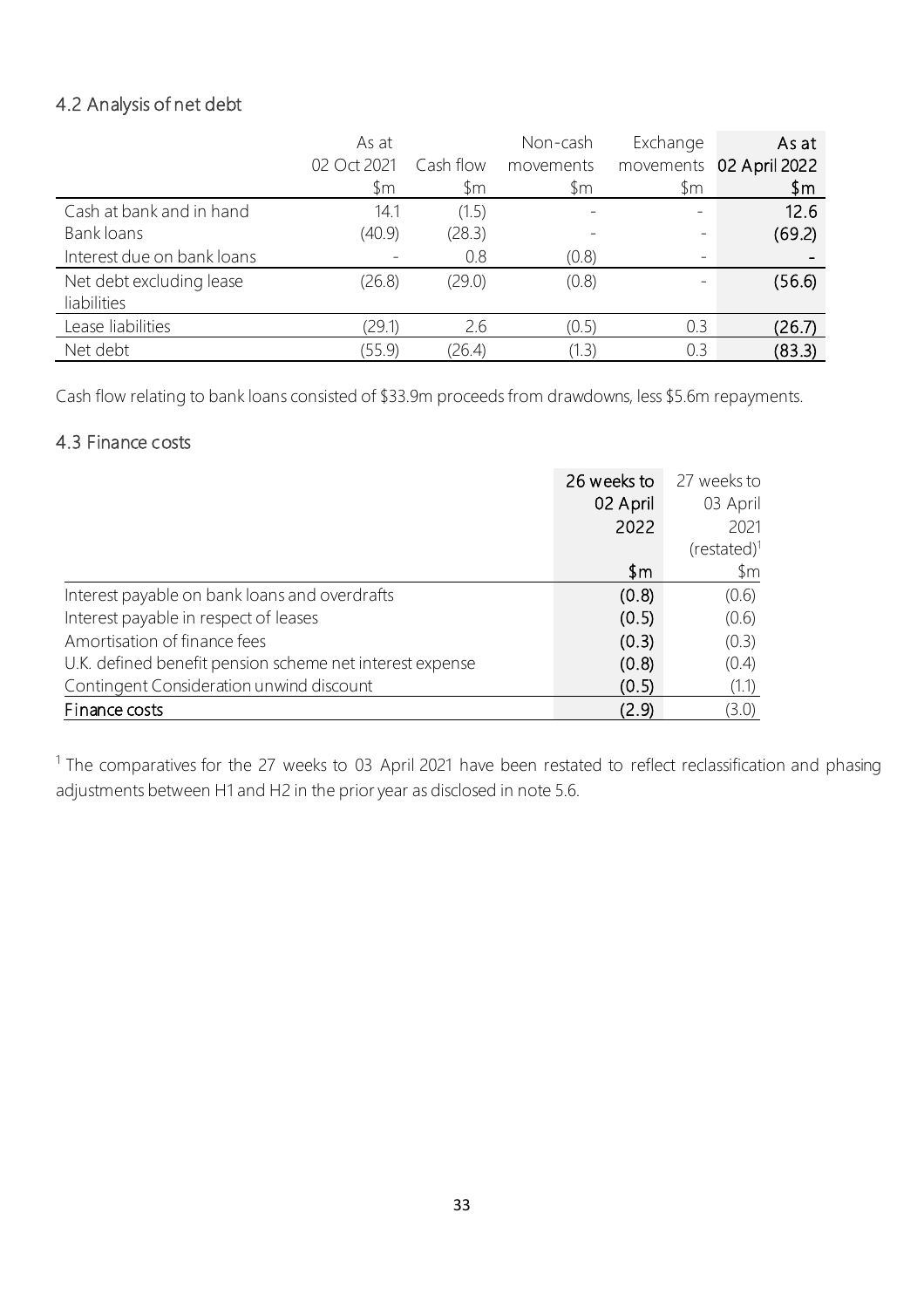## 4.2 Analysis of net debt

| | As at 02 Oct 2021 | Cash flow | Non-cash movements | Exchange movements | As at 02 April 2022 |
|---|---|---|---|---|---|
| | $m | $m | $m | $m | $m |
| Cash at bank and in hand | 14.1 | (1.5) | - | - | 12.6 |
| Bank loans | (40.9) | (28.3) | - | - | (69.2) |
| Interest due on bank loans | - | 0.8 | (0.8) | - | - |
| Net debt excluding lease liabilities | (26.8) | (29.0) | (0.8) | - | (56.6) |
| Lease liabilities | (29.1) | 2.6 | (0.5) | 0.3 | (26.7) |
| Net debt | (55.9) | (26.4) | (1.3) | 0.3 | (83.3) |

Cash flow relating to bank loans consisted of $33.9m proceeds from drawdowns, less $5.6m repayments.

## 4.3 Finance costs

| | 26 weeks to 02 April 2022 | 27 weeks to 03 April 2021 (restated)[1] |
|---|---|---|
| | $m | $m |
| Interest payable on bank loans and overdrafts | (0.8) | (0.6) |
| Interest payable in respect of leases | (0.5) | (0.6) |
| Amortisation of finance fees | (0.3) | (0.3) |
| U.K. defined benefit pension scheme net interest expense | (0.8) | (0.4) |
| Contingent Consideration unwind discount | (0.5) | (1.1) |
| Finance costs | (2.9) | (3.0) |

[1] The comparatives for the 27 weeks to 03 April 2021 have been restated to reflect reclassification and phasing adjustments between H1 and H2 in the prior year as disclosed in note 5.6.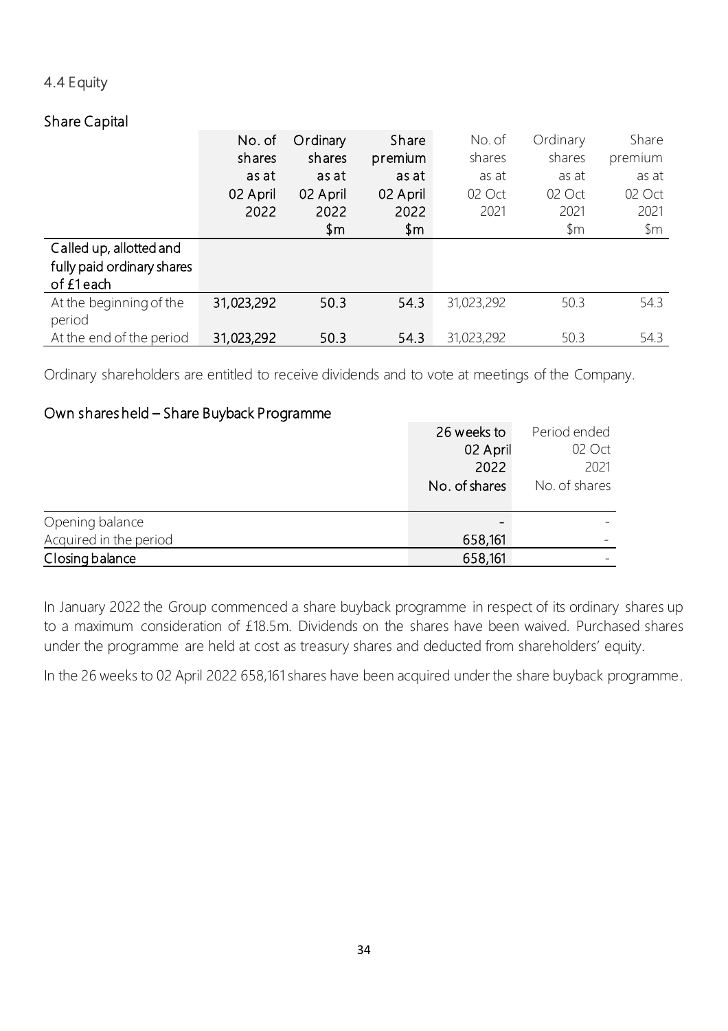### 4.4 Equity

#### Share Capital

| | No. of shares as at 02 April 2022 | Ordinary shares as at 02 April 2022 $m | Share premium as at 02 April 2022 $m | No. of shares as at 02 Oct 2021 | Ordinary shares as at 02 Oct 2021 $m | Share premium as at 02 Oct 2021 $m |
|---|---|---|---|---|---|---|
| Called up, allotted and fully paid ordinary shares of £1 each | | | | | | |
| At the beginning of the period | 31,023,292 | 50.3 | 54.3 | 31,023,292 | 50.3 | 54.3 |
| At the end of the period | 31,023,292 | 50.3 | 54.3 | 31,023,292 | 50.3 | 54.3 |

Ordinary shareholders are entitled to receive dividends and to vote at meetings of the Company.

#### Own shares held – Share Buyback Programme

| | 26 weeks to 02 April 2022 No. of shares | Period ended 02 Oct 2021 No. of shares |
|---|---|---|
| Opening balance | - | - |
| Acquired in the period | 658,161 | - |
| Closing balance | 658,161 | - |

In January 2022 the Group commenced a share buyback programme in respect of its ordinary shares up to a maximum consideration of £18.5m. Dividends on the shares have been waived. Purchased shares under the programme are held at cost as treasury shares and deducted from shareholders' equity.

In the 26 weeks to 02 April 2022 658,161 shares have been acquired under the share buyback programme.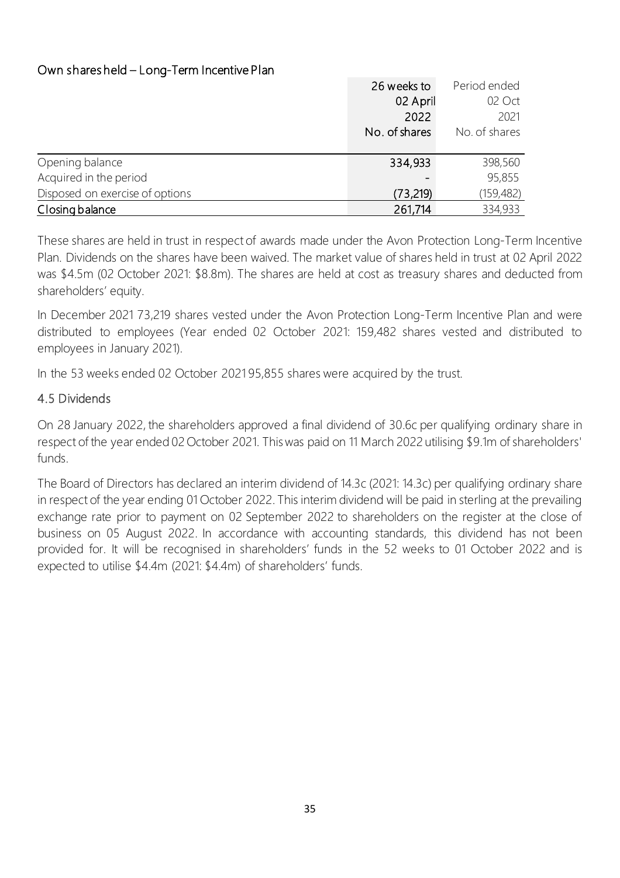### Own shares held – Long-Term Incentive Plan

| | 26 weeks to 02 April 2022 No. of shares | Period ended 02 Oct 2021 No. of shares |
|---|---|---|
| Opening balance | 334,933 | 398,560 |
| Acquired in the period | - | 95,855 |
| Disposed on exercise of options | (73,219) | (159,482) |
| Closing balance | 261,714 | 334,933 |

These shares are held in trust in respect of awards made under the Avon Protection Long-Term Incentive Plan. Dividends on the shares have been waived. The market value of shares held in trust at 02 April 2022 was \$4.5m (02 October 2021: \$8.8m). The shares are held at cost as treasury shares and deducted from shareholders' equity.

In December 2021 73,219 shares vested under the Avon Protection Long-Term Incentive Plan and were distributed to employees (Year ended 02 October 2021: 159,482 shares vested and distributed to employees in January 2021).

In the 53 weeks ended 02 October 2021 95,855 shares were acquired by the trust.

## 4.5 Dividends

On 28 January 2022, the shareholders approved a final dividend of 30.6c per qualifying ordinary share in respect of the year ended 02 October 2021. This was paid on 11 March 2022 utilising \$9.1m of shareholders' funds.

The Board of Directors has declared an interim dividend of 14.3c (2021: 14.3c) per qualifying ordinary share in respect of the year ending 01 October 2022. This interim dividend will be paid in sterling at the prevailing exchange rate prior to payment on 02 September 2022 to shareholders on the register at the close of business on 05 August 2022. In accordance with accounting standards, this dividend has not been provided for. It will be recognised in shareholders' funds in the 52 weeks to 01 October 2022 and is expected to utilise \$4.4m (2021: \$4.4m) of shareholders' funds.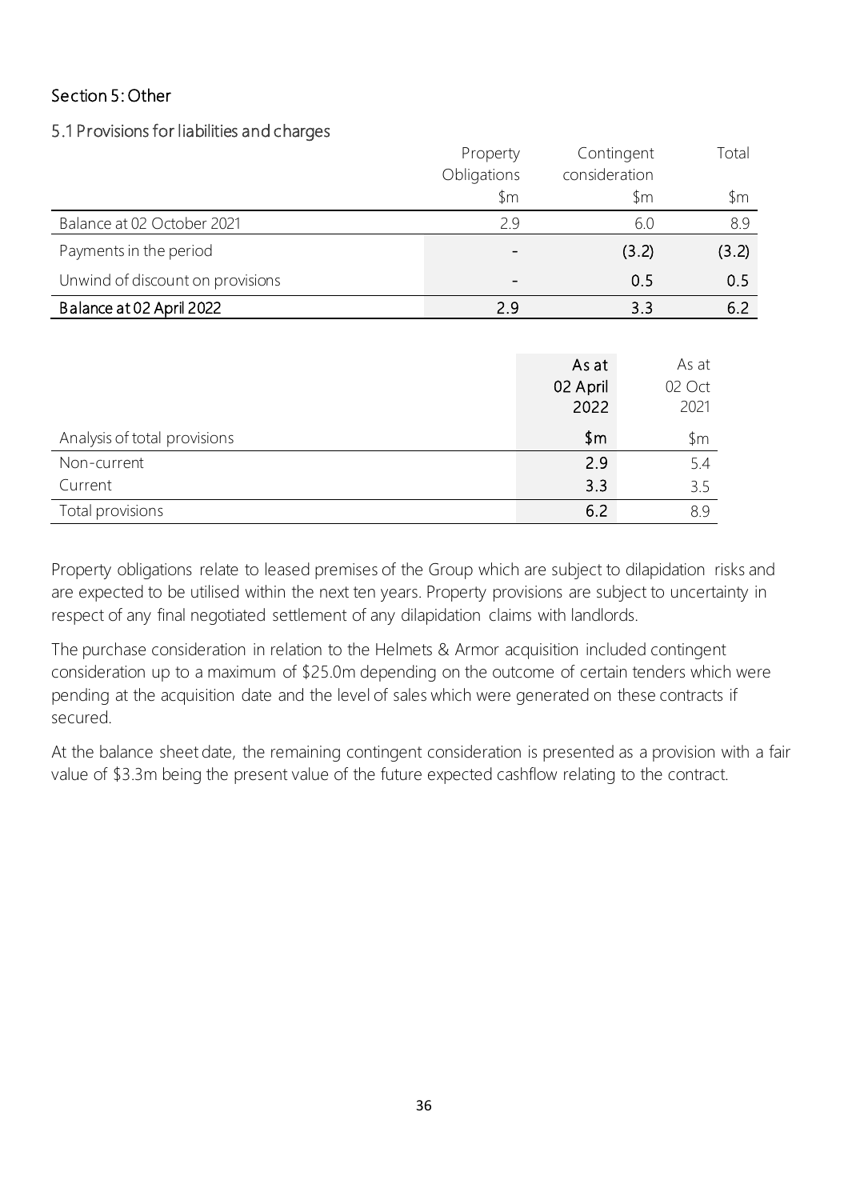## Section 5: Other

### 5.1 Provisions for liabilities and charges

| | Property Obligations | Contingent consideration | Total |
|---|---|---|---|
| | $m | $m | $m |
| Balance at 02 October 2021 | 2.9 | 6.0 | 8.9 |
| Payments in the period | - | (3.2) | (3.2) |
| Unwind of discount on provisions | - | 0.5 | 0.5 |
| **Balance at 02 April 2022** | **2.9** | **3.3** | **6.2** |

| | **As at 02 April 2022** | As at 02 Oct 2021 |
|---|---|---|
| Analysis of total provisions | **$m** | $m |
| Non-current | **2.9** | 5.4 |
| Current | **3.3** | 3.5 |
| Total provisions | **6.2** | 8.9 |

Property obligations relate to leased premises of the Group which are subject to dilapidation risks and are expected to be utilised within the next ten years. Property provisions are subject to uncertainty in respect of any final negotiated settlement of any dilapidation claims with landlords.

The purchase consideration in relation to the Helmets & Armor acquisition included contingent consideration up to a maximum of $25.0m depending on the outcome of certain tenders which were pending at the acquisition date and the level of sales which were generated on these contracts if secured.

At the balance sheet date, the remaining contingent consideration is presented as a provision with a fair value of $3.3m being the present value of the future expected cashflow relating to the contract.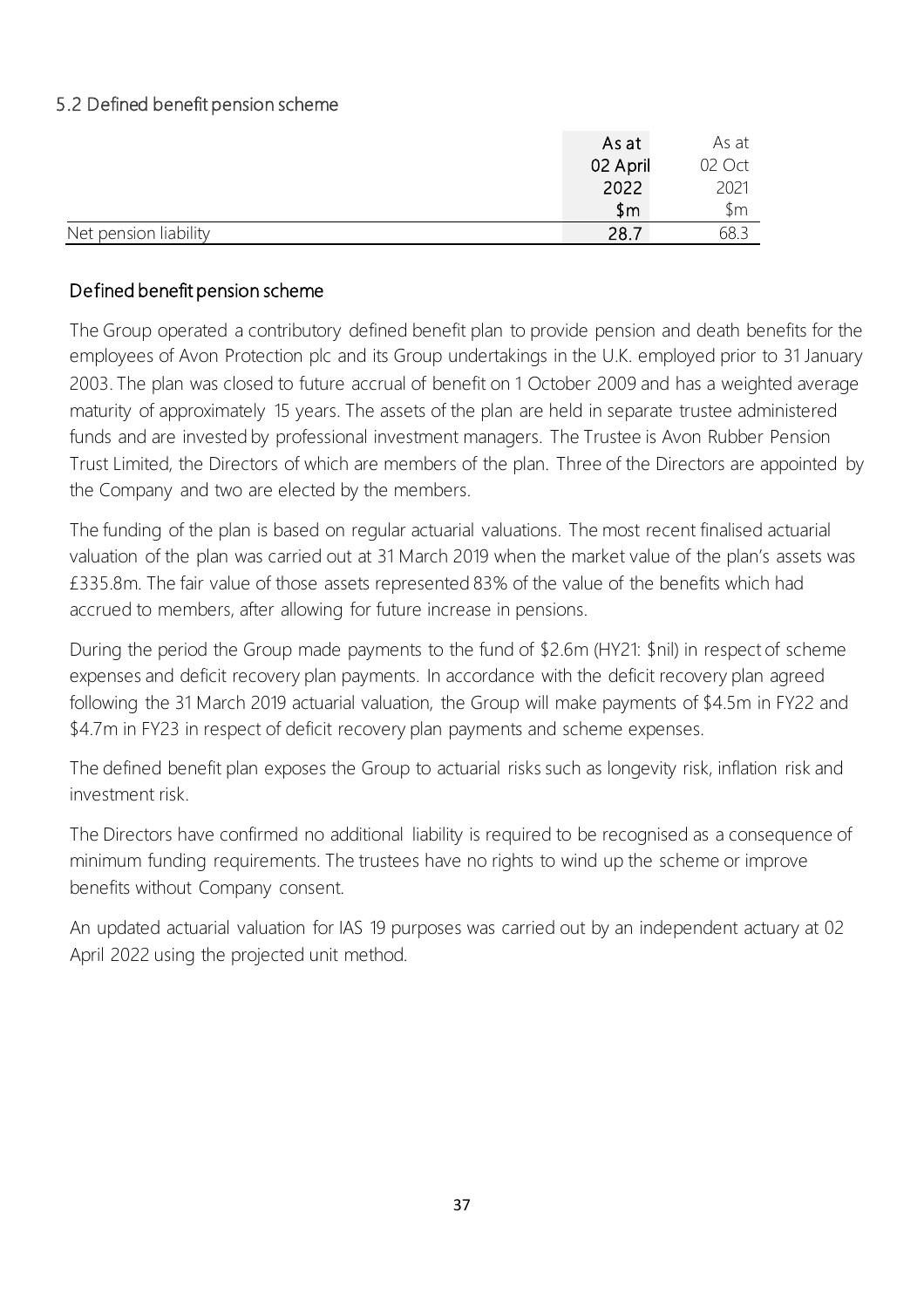## 5.2 Defined benefit pension scheme

| | As at 02 April 2022 $m | As at 02 Oct 2021 $m |
|---|---|---|
| Net pension liability | 28.7 | 68.3 |

### Defined benefit pension scheme

The Group operated a contributory defined benefit plan to provide pension and death benefits for the employees of Avon Protection plc and its Group undertakings in the U.K. employed prior to 31 January 2003. The plan was closed to future accrual of benefit on 1 October 2009 and has a weighted average maturity of approximately 15 years. The assets of the plan are held in separate trustee administered funds and are invested by professional investment managers. The Trustee is Avon Rubber Pension Trust Limited, the Directors of which are members of the plan. Three of the Directors are appointed by the Company and two are elected by the members.

The funding of the plan is based on regular actuarial valuations. The most recent finalised actuarial valuation of the plan was carried out at 31 March 2019 when the market value of the plan's assets was £335.8m. The fair value of those assets represented 83% of the value of the benefits which had accrued to members, after allowing for future increase in pensions.

During the period the Group made payments to the fund of $2.6m (HY21: $nil) in respect of scheme expenses and deficit recovery plan payments. In accordance with the deficit recovery plan agreed following the 31 March 2019 actuarial valuation, the Group will make payments of $4.5m in FY22 and $4.7m in FY23 in respect of deficit recovery plan payments and scheme expenses.

The defined benefit plan exposes the Group to actuarial risks such as longevity risk, inflation risk and investment risk.

The Directors have confirmed no additional liability is required to be recognised as a consequence of minimum funding requirements. The trustees have no rights to wind up the scheme or improve benefits without Company consent.

An updated actuarial valuation for IAS 19 purposes was carried out by an independent actuary at 02 April 2022 using the projected unit method.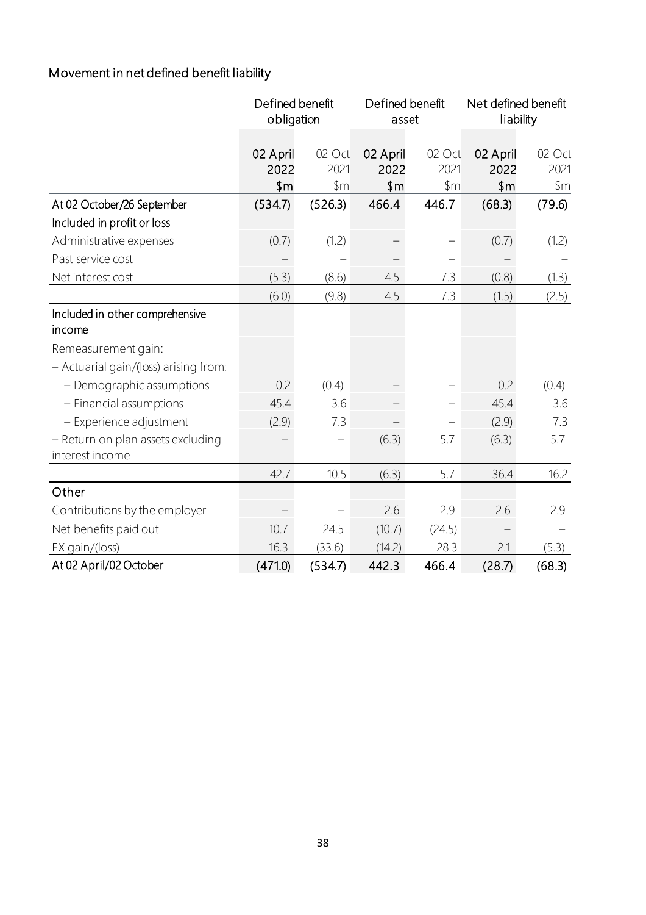## Movement in net defined benefit liability

| | Defined benefit obligation | | Defined benefit asset | | Net defined benefit liability | |
|---|---|---|---|---|---|---|
| | 02 April 2022 $m | 02 Oct 2021 $m | 02 April 2022 $m | 02 Oct 2021 $m | 02 April 2022 $m | 02 Oct 2021 $m |
| At 02 October/26 September | (534.7) | (526.3) | 466.4 | 446.7 | (68.3) | (79.6) |
| Included in profit or loss | | | | | | |
| Administrative expenses | (0.7) | (1.2) | – | – | (0.7) | (1.2) |
| Past service cost | – | – | – | – | – | – |
| Net interest cost | (5.3) | (8.6) | 4.5 | 7.3 | (0.8) | (1.3) |
| | (6.0) | (9.8) | 4.5 | 7.3 | (1.5) | (2.5) |
| Included in other comprehensive income | | | | | | |
| Remeasurement gain: | | | | | | |
| – Actuarial gain/(loss) arising from: | | | | | | |
| – Demographic assumptions | 0.2 | (0.4) | – | – | 0.2 | (0.4) |
| – Financial assumptions | 45.4 | 3.6 | – | – | 45.4 | 3.6 |
| – Experience adjustment | (2.9) | 7.3 | – | – | (2.9) | 7.3 |
| – Return on plan assets excluding interest income | – | – | (6.3) | 5.7 | (6.3) | 5.7 |
| | 42.7 | 10.5 | (6.3) | 5.7 | 36.4 | 16.2 |
| Other | | | | | | |
| Contributions by the employer | – | – | 2.6 | 2.9 | 2.6 | 2.9 |
| Net benefits paid out | 10.7 | 24.5 | (10.7) | (24.5) | – | – |
| FX gain/(loss) | 16.3 | (33.6) | (14.2) | 28.3 | 2.1 | (5.3) |
| At 02 April/02 October | (471.0) | (534.7) | 442.3 | 466.4 | (28.7) | (68.3) |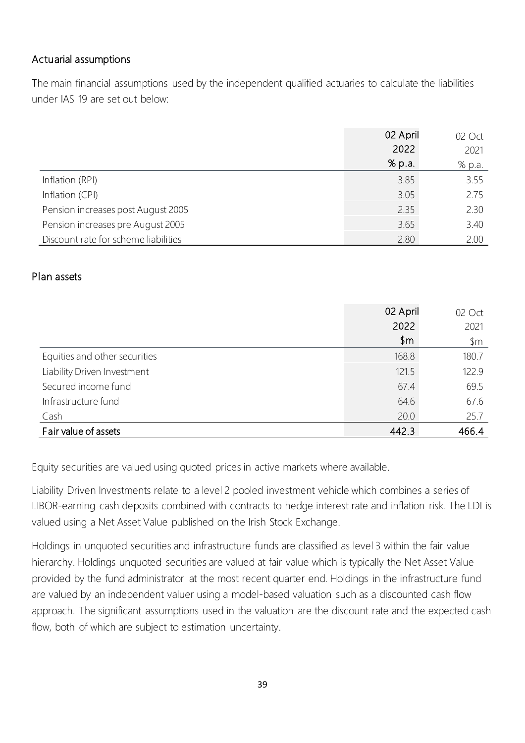## Actuarial assumptions

The main financial assumptions used by the independent qualified actuaries to calculate the liabilities under IAS 19 are set out below:

| | 02 April 2022 % p.a. | 02 Oct 2021 % p.a. |
|---|---|---|
| Inflation (RPI) | 3.85 | 3.55 |
| Inflation (CPI) | 3.05 | 2.75 |
| Pension increases post August 2005 | 2.35 | 2.30 |
| Pension increases pre August 2005 | 3.65 | 3.40 |
| Discount rate for scheme liabilities | 2.80 | 2.00 |

## Plan assets

| | 02 April 2022 $m | 02 Oct 2021 $m |
|---|---|---|
| Equities and other securities | 168.8 | 180.7 |
| Liability Driven Investment | 121.5 | 122.9 |
| Secured income fund | 67.4 | 69.5 |
| Infrastructure fund | 64.6 | 67.6 |
| Cash | 20.0 | 25.7 |
| **Fair value of assets** | **442.3** | **466.4** |

Equity securities are valued using quoted prices in active markets where available.

Liability Driven Investments relate to a level 2 pooled investment vehicle which combines a series of LIBOR-earning cash deposits combined with contracts to hedge interest rate and inflation risk. The LDI is valued using a Net Asset Value published on the Irish Stock Exchange.

Holdings in unquoted securities and infrastructure funds are classified as level 3 within the fair value hierarchy. Holdings unquoted securities are valued at fair value which is typically the Net Asset Value provided by the fund administrator at the most recent quarter end. Holdings in the infrastructure fund are valued by an independent valuer using a model-based valuation such as a discounted cash flow approach. The significant assumptions used in the valuation are the discount rate and the expected cash flow, both of which are subject to estimation uncertainty.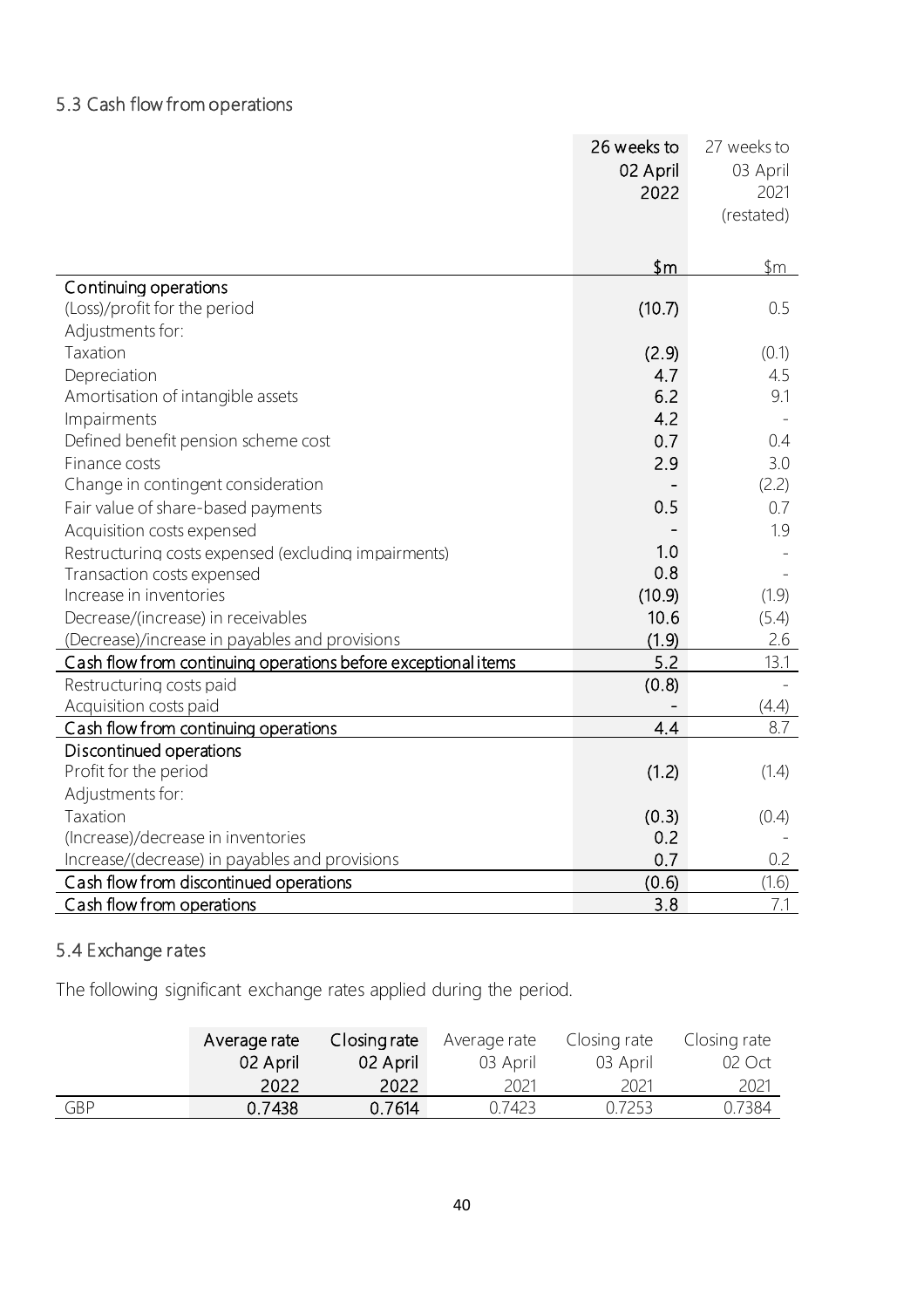## 5.3 Cash flow from operations

| | 26 weeks to 02 April 2022 | 27 weeks to 03 April 2021 (restated) |
|---|---|---|
| | $m | $m |
| **Continuing operations** | | |
| (Loss)/profit for the period | (10.7) | 0.5 |
| Adjustments for: | | |
| Taxation | (2.9) | (0.1) |
| Depreciation | 4.7 | 4.5 |
| Amortisation of intangible assets | 6.2 | 9.1 |
| Impairments | 4.2 | - |
| Defined benefit pension scheme cost | 0.7 | 0.4 |
| Finance costs | 2.9 | 3.0 |
| Change in contingent consideration | - | (2.2) |
| Fair value of share-based payments | 0.5 | 0.7 |
| Acquisition costs expensed | - | 1.9 |
| Restructuring costs expensed (excluding impairments) | 1.0 | - |
| Transaction costs expensed | 0.8 | - |
| Increase in inventories | (10.9) | (1.9) |
| Decrease/(increase) in receivables | 10.6 | (5.4) |
| (Decrease)/increase in payables and provisions | (1.9) | 2.6 |
| **Cash flow from continuing operations before exceptional items** | 5.2 | 13.1 |
| Restructuring costs paid | (0.8) | - |
| Acquisition costs paid | - | (4.4) |
| **Cash flow from continuing operations** | 4.4 | 8.7 |
| **Discontinued operations** | | |
| Profit for the period | (1.2) | (1.4) |
| Adjustments for: | | |
| Taxation | (0.3) | (0.4) |
| (Increase)/decrease in inventories | 0.2 | - |
| Increase/(decrease) in payables and provisions | 0.7 | 0.2 |
| **Cash flow from discontinued operations** | (0.6) | (1.6) |
| **Cash flow from operations** | 3.8 | 7.1 |

## 5.4 Exchange rates

The following significant exchange rates applied during the period.

| | Average rate 02 April 2022 | Closing rate 02 April 2022 | Average rate 03 April 2021 | Closing rate 03 April 2021 | Closing rate 02 Oct 2021 |
|---|---|---|---|---|---|
| GBP | 0.7438 | 0.7614 | 0.7423 | 0.7253 | 0.7384 |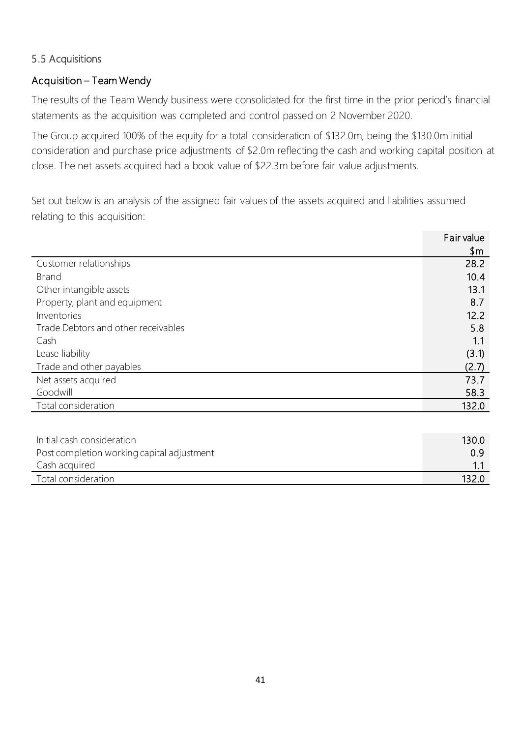### 5.5 Acquisitions

#### Acquisition – Team Wendy

The results of the Team Wendy business were consolidated for the first time in the prior period's financial statements as the acquisition was completed and control passed on 2 November 2020.

The Group acquired 100% of the equity for a total consideration of $132.0m, being the $130.0m initial consideration and purchase price adjustments of $2.0m reflecting the cash and working capital position at close. The net assets acquired had a book value of $22.3m before fair value adjustments.

Set out below is an analysis of the assigned fair values of the assets acquired and liabilities assumed relating to this acquisition:

| | Fair value $m |
|---|---|
| Customer relationships | 28.2 |
| Brand | 10.4 |
| Other intangible assets | 13.1 |
| Property, plant and equipment | 8.7 |
| Inventories | 12.2 |
| Trade Debtors and other receivables | 5.8 |
| Cash | 1.1 |
| Lease liability | (3.1) |
| Trade and other payables | (2.7) |
| Net assets acquired | 73.7 |
| Goodwill | 58.3 |
| Total consideration | 132.0 |

| | |
|---|---|
| Initial cash consideration | 130.0 |
| Post completion working capital adjustment | 0.9 |
| Cash acquired | 1.1 |
| Total consideration | 132.0 |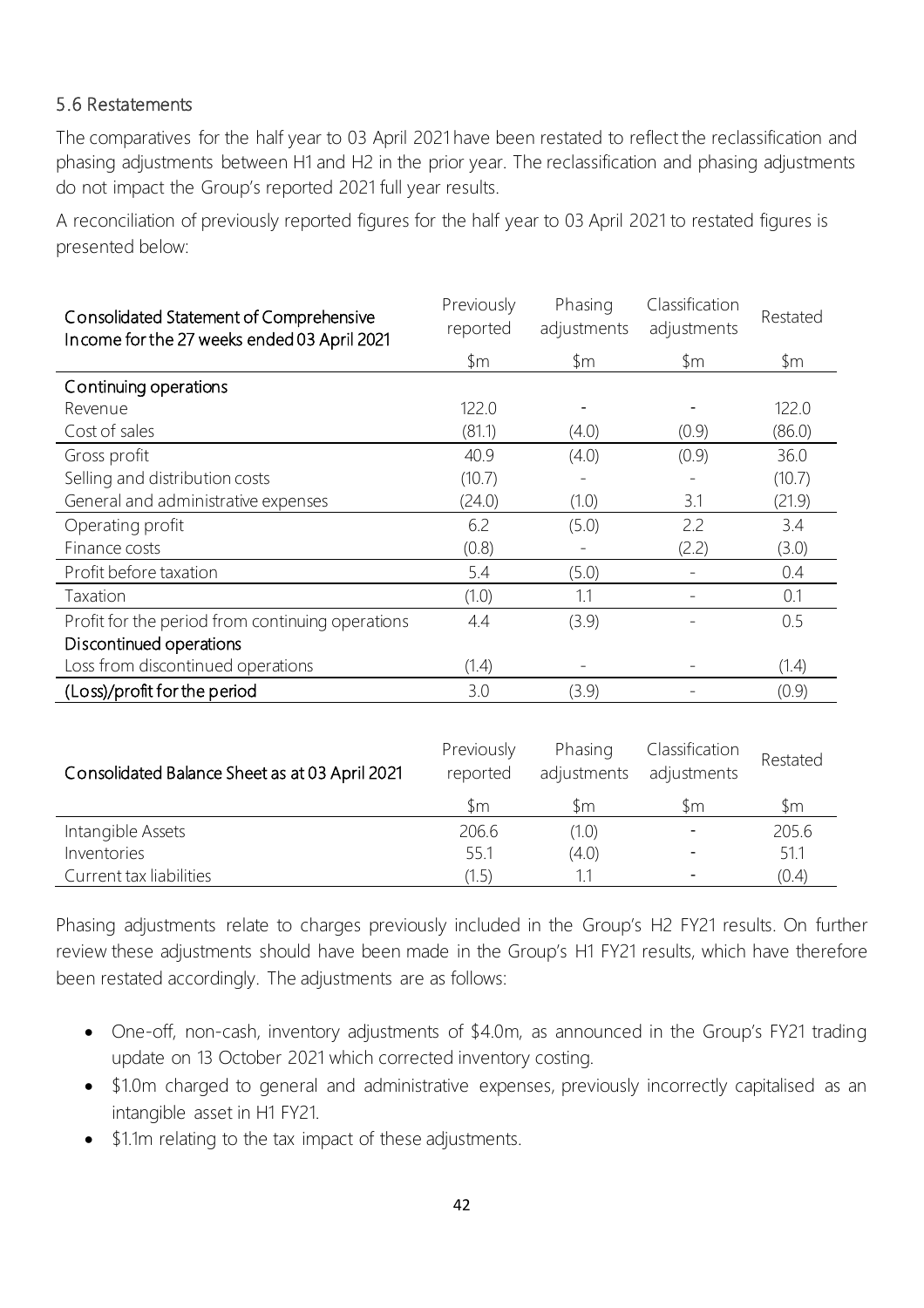## 5.6 Restatements

The comparatives for the half year to 03 April 2021 have been restated to reflect the reclassification and phasing adjustments between H1 and H2 in the prior year. The reclassification and phasing adjustments do not impact the Group's reported 2021 full year results.

A reconciliation of previously reported figures for the half year to 03 April 2021 to restated figures is presented below:

| Consolidated Statement of Comprehensive Income for the 27 weeks ended 03 April 2021 | Previously reported | Phasing adjustments | Classification adjustments | Restated |
|---|---|---|---|---|
| | $m | $m | $m | $m |
| **Continuing operations** | | | | |
| Revenue | 122.0 | - | - | 122.0 |
| Cost of sales | (81.1) | (4.0) | (0.9) | (86.0) |
| Gross profit | 40.9 | (4.0) | (0.9) | 36.0 |
| Selling and distribution costs | (10.7) | - | - | (10.7) |
| General and administrative expenses | (24.0) | (1.0) | 3.1 | (21.9) |
| Operating profit | 6.2 | (5.0) | 2.2 | 3.4 |
| Finance costs | (0.8) | - | (2.2) | (3.0) |
| Profit before taxation | 5.4 | (5.0) | - | 0.4 |
| Taxation | (1.0) | 1.1 | - | 0.1 |
| Profit for the period from continuing operations | 4.4 | (3.9) | - | 0.5 |
| **Discontinued operations** | | | | |
| Loss from discontinued operations | (1.4) | - | - | (1.4) |
| **(Loss)/profit for the period** | 3.0 | (3.9) | - | (0.9) |

| Consolidated Balance Sheet as at 03 April 2021 | Previously reported | Phasing adjustments | Classification adjustments | Restated |
|---|---|---|---|---|
| | $m | $m | $m | $m |
| Intangible Assets | 206.6 | (1.0) | - | 205.6 |
| Inventories | 55.1 | (4.0) | - | 51.1 |
| Current tax liabilities | (1.5) | 1.1 | - | (0.4) |

Phasing adjustments relate to charges previously included in the Group's H2 FY21 results. On further review these adjustments should have been made in the Group's H1 FY21 results, which have therefore been restated accordingly. The adjustments are as follows:

- One-off, non-cash, inventory adjustments of $4.0m, as announced in the Group's FY21 trading update on 13 October 2021 which corrected inventory costing.
- $1.0m charged to general and administrative expenses, previously incorrectly capitalised as an intangible asset in H1 FY21.
- $1.1m relating to the tax impact of these adjustments.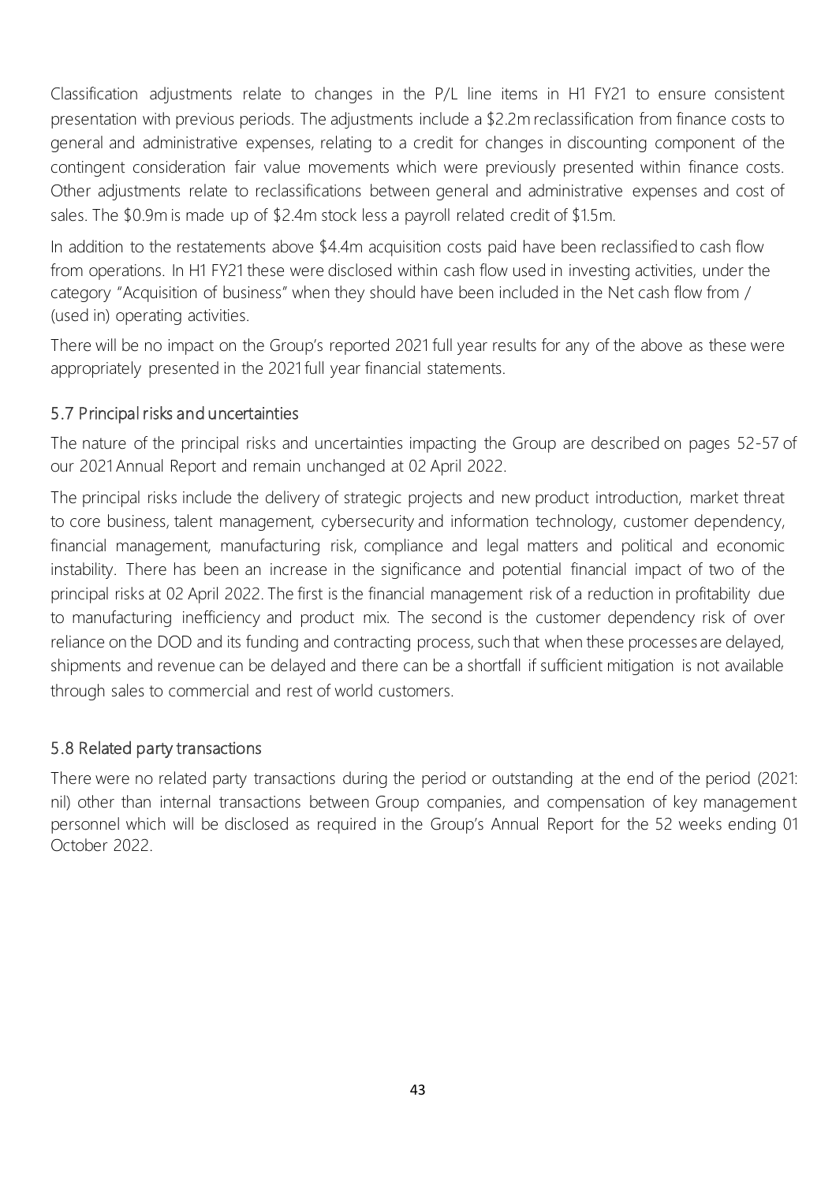Classification adjustments relate to changes in the P/L line items in H1 FY21 to ensure consistent presentation with previous periods. The adjustments include a $2.2m reclassification from finance costs to general and administrative expenses, relating to a credit for changes in discounting component of the contingent consideration fair value movements which were previously presented within finance costs. Other adjustments relate to reclassifications between general and administrative expenses and cost of sales. The $0.9m is made up of $2.4m stock less a payroll related credit of $1.5m.

In addition to the restatements above $4.4m acquisition costs paid have been reclassified to cash flow from operations. In H1 FY21 these were disclosed within cash flow used in investing activities, under the category "Acquisition of business" when they should have been included in the Net cash flow from / (used in) operating activities.

There will be no impact on the Group's reported 2021 full year results for any of the above as these were appropriately presented in the 2021 full year financial statements.

## 5.7 Principal risks and uncertainties

The nature of the principal risks and uncertainties impacting the Group are described on pages 52-57 of our 2021 Annual Report and remain unchanged at 02 April 2022.

The principal risks include the delivery of strategic projects and new product introduction, market threat to core business, talent management, cybersecurity and information technology, customer dependency, financial management, manufacturing risk, compliance and legal matters and political and economic instability. There has been an increase in the significance and potential financial impact of two of the principal risks at 02 April 2022. The first is the financial management risk of a reduction in profitability due to manufacturing inefficiency and product mix. The second is the customer dependency risk of over reliance on the DOD and its funding and contracting process, such that when these processes are delayed, shipments and revenue can be delayed and there can be a shortfall if sufficient mitigation is not available through sales to commercial and rest of world customers.

## 5.8 Related party transactions

There were no related party transactions during the period or outstanding at the end of the period (2021: nil) other than internal transactions between Group companies, and compensation of key management personnel which will be disclosed as required in the Group's Annual Report for the 52 weeks ending 01 October 2022.